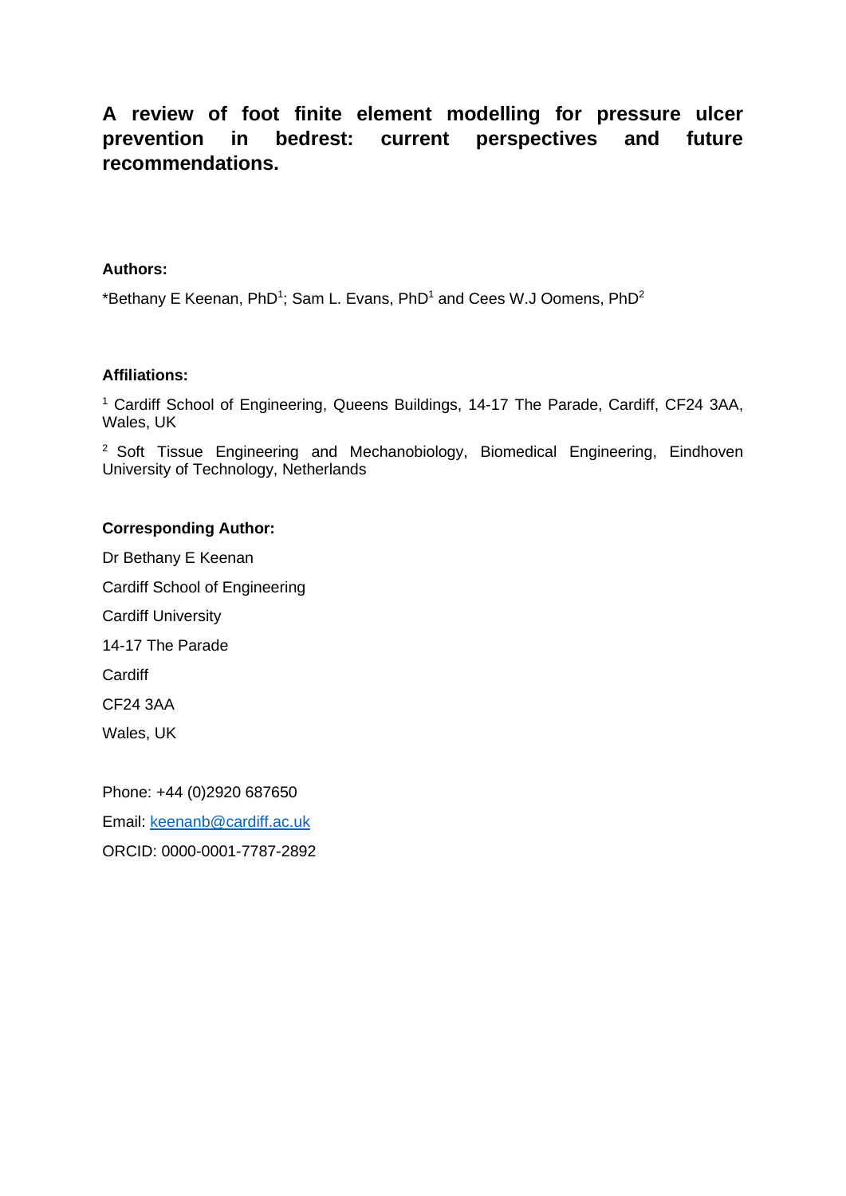# A review of foot finite element modelling for pressure ulcer prevention in bedrest: current perspectives and future recommendations.

**Authors:**

*Bethany E Keenan, PhD[1]; Sam L. Evans, PhD[1] and Cees W.J Oomens, PhD[2]

**Affiliations:**

[1] Cardiff School of Engineering, Queens Buildings, 14-17 The Parade, Cardiff, CF24 3AA, Wales, UK

[2] Soft Tissue Engineering and Mechanobiology, Biomedical Engineering, Eindhoven University of Technology, Netherlands

**Corresponding Author:**

Dr Bethany E Keenan

Cardiff School of Engineering

Cardiff University

14-17 The Parade

Cardiff

CF24 3AA

Wales, UK

Phone: +44 (0)2920 687650

Email: keenanb@cardiff.ac.uk

ORCID: 0000-0001-7787-2892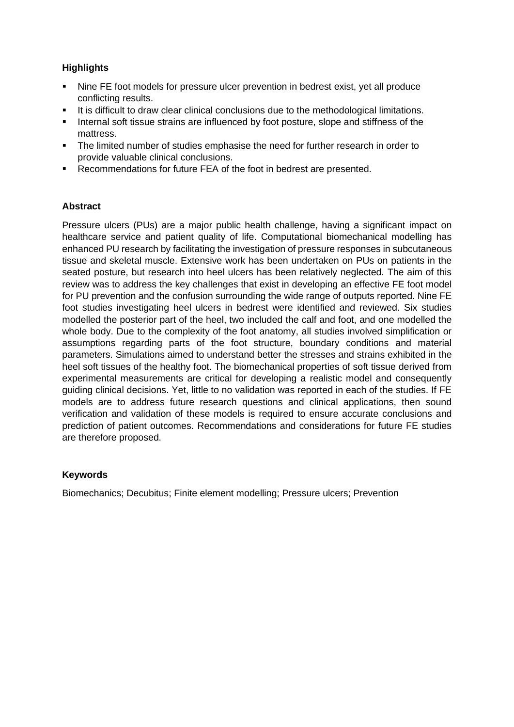**Highlights**

- Nine FE foot models for pressure ulcer prevention in bedrest exist, yet all produce conflicting results.
- It is difficult to draw clear clinical conclusions due to the methodological limitations.
- Internal soft tissue strains are influenced by foot posture, slope and stiffness of the mattress.
- The limited number of studies emphasise the need for further research in order to provide valuable clinical conclusions.
- Recommendations for future FEA of the foot in bedrest are presented.

**Abstract**

Pressure ulcers (PUs) are a major public health challenge, having a significant impact on healthcare service and patient quality of life. Computational biomechanical modelling has enhanced PU research by facilitating the investigation of pressure responses in subcutaneous tissue and skeletal muscle. Extensive work has been undertaken on PUs on patients in the seated posture, but research into heel ulcers has been relatively neglected. The aim of this review was to address the key challenges that exist in developing an effective FE foot model for PU prevention and the confusion surrounding the wide range of outputs reported. Nine FE foot studies investigating heel ulcers in bedrest were identified and reviewed. Six studies modelled the posterior part of the heel, two included the calf and foot, and one modelled the whole body. Due to the complexity of the foot anatomy, all studies involved simplification or assumptions regarding parts of the foot structure, boundary conditions and material parameters. Simulations aimed to understand better the stresses and strains exhibited in the heel soft tissues of the healthy foot. The biomechanical properties of soft tissue derived from experimental measurements are critical for developing a realistic model and consequently guiding clinical decisions. Yet, little to no validation was reported in each of the studies. If FE models are to address future research questions and clinical applications, then sound verification and validation of these models is required to ensure accurate conclusions and prediction of patient outcomes. Recommendations and considerations for future FE studies are therefore proposed.

**Keywords**

Biomechanics; Decubitus; Finite element modelling; Pressure ulcers; Prevention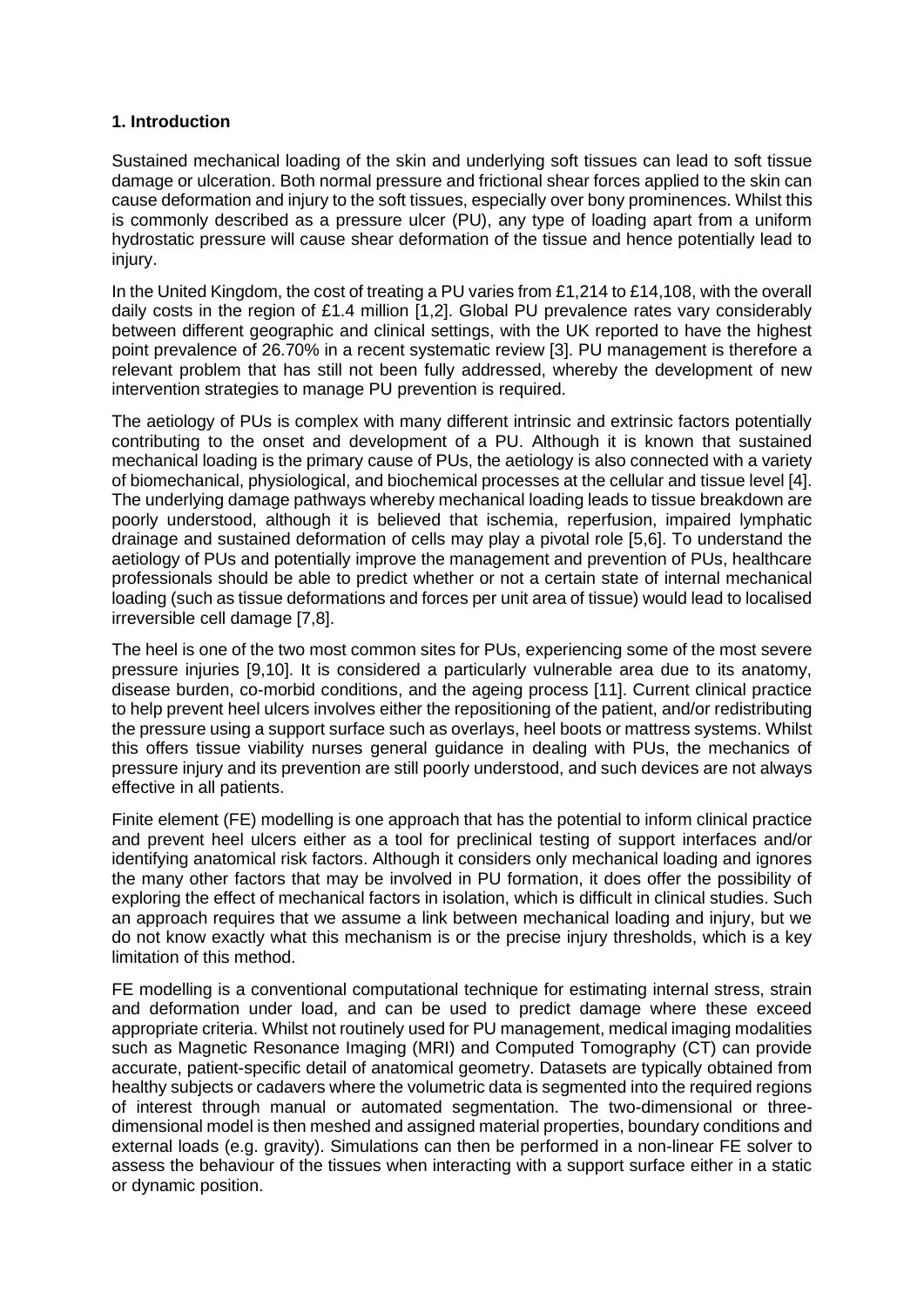## 1. Introduction

Sustained mechanical loading of the skin and underlying soft tissues can lead to soft tissue damage or ulceration. Both normal pressure and frictional shear forces applied to the skin can cause deformation and injury to the soft tissues, especially over bony prominences. Whilst this is commonly described as a pressure ulcer (PU), any type of loading apart from a uniform hydrostatic pressure will cause shear deformation of the tissue and hence potentially lead to injury.

In the United Kingdom, the cost of treating a PU varies from £1,214 to £14,108, with the overall daily costs in the region of £1.4 million [1,2]. Global PU prevalence rates vary considerably between different geographic and clinical settings, with the UK reported to have the highest point prevalence of 26.70% in a recent systematic review [3]. PU management is therefore a relevant problem that has still not been fully addressed, whereby the development of new intervention strategies to manage PU prevention is required.

The aetiology of PUs is complex with many different intrinsic and extrinsic factors potentially contributing to the onset and development of a PU. Although it is known that sustained mechanical loading is the primary cause of PUs, the aetiology is also connected with a variety of biomechanical, physiological, and biochemical processes at the cellular and tissue level [4]. The underlying damage pathways whereby mechanical loading leads to tissue breakdown are poorly understood, although it is believed that ischemia, reperfusion, impaired lymphatic drainage and sustained deformation of cells may play a pivotal role [5,6]. To understand the aetiology of PUs and potentially improve the management and prevention of PUs, healthcare professionals should be able to predict whether or not a certain state of internal mechanical loading (such as tissue deformations and forces per unit area of tissue) would lead to localised irreversible cell damage [7,8].

The heel is one of the two most common sites for PUs, experiencing some of the most severe pressure injuries [9,10]. It is considered a particularly vulnerable area due to its anatomy, disease burden, co-morbid conditions, and the ageing process [11]. Current clinical practice to help prevent heel ulcers involves either the repositioning of the patient, and/or redistributing the pressure using a support surface such as overlays, heel boots or mattress systems. Whilst this offers tissue viability nurses general guidance in dealing with PUs, the mechanics of pressure injury and its prevention are still poorly understood, and such devices are not always effective in all patients.

Finite element (FE) modelling is one approach that has the potential to inform clinical practice and prevent heel ulcers either as a tool for preclinical testing of support interfaces and/or identifying anatomical risk factors. Although it considers only mechanical loading and ignores the many other factors that may be involved in PU formation, it does offer the possibility of exploring the effect of mechanical factors in isolation, which is difficult in clinical studies. Such an approach requires that we assume a link between mechanical loading and injury, but we do not know exactly what this mechanism is or the precise injury thresholds, which is a key limitation of this method.

FE modelling is a conventional computational technique for estimating internal stress, strain and deformation under load, and can be used to predict damage where these exceed appropriate criteria. Whilst not routinely used for PU management, medical imaging modalities such as Magnetic Resonance Imaging (MRI) and Computed Tomography (CT) can provide accurate, patient-specific detail of anatomical geometry. Datasets are typically obtained from healthy subjects or cadavers where the volumetric data is segmented into the required regions of interest through manual or automated segmentation. The two-dimensional or three-dimensional model is then meshed and assigned material properties, boundary conditions and external loads (e.g. gravity). Simulations can then be performed in a non-linear FE solver to assess the behaviour of the tissues when interacting with a support surface either in a static or dynamic position.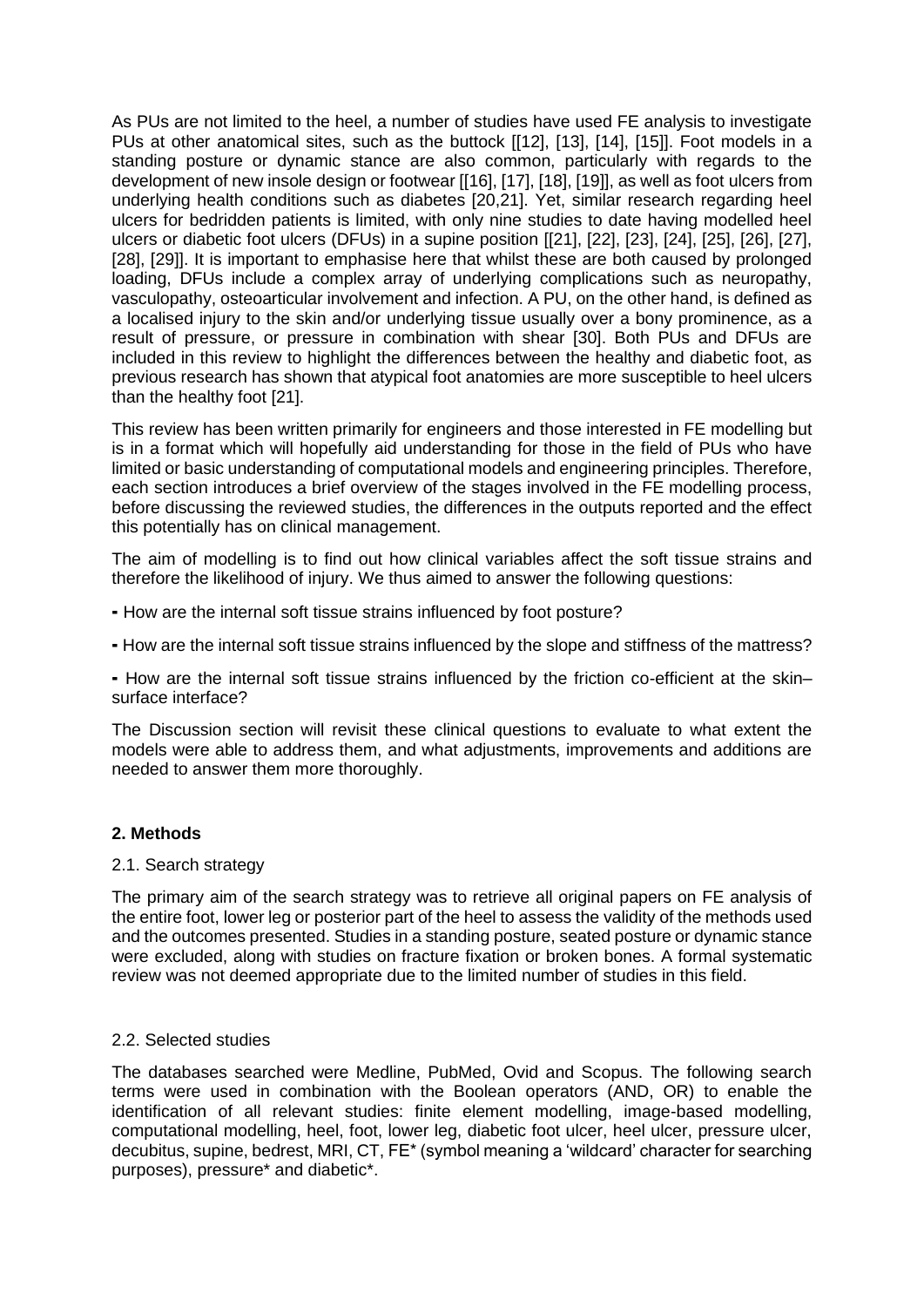As PUs are not limited to the heel, a number of studies have used FE analysis to investigate PUs at other anatomical sites, such as the buttock [[12], [13], [14], [15]]. Foot models in a standing posture or dynamic stance are also common, particularly with regards to the development of new insole design or footwear [[16], [17], [18], [19]], as well as foot ulcers from underlying health conditions such as diabetes [20,21]. Yet, similar research regarding heel ulcers for bedridden patients is limited, with only nine studies to date having modelled heel ulcers or diabetic foot ulcers (DFUs) in a supine position [[21], [22], [23], [24], [25], [26], [27], [28], [29]]. It is important to emphasise here that whilst these are both caused by prolonged loading, DFUs include a complex array of underlying complications such as neuropathy, vasculopathy, osteoarticular involvement and infection. A PU, on the other hand, is defined as a localised injury to the skin and/or underlying tissue usually over a bony prominence, as a result of pressure, or pressure in combination with shear [30]. Both PUs and DFUs are included in this review to highlight the differences between the healthy and diabetic foot, as previous research has shown that atypical foot anatomies are more susceptible to heel ulcers than the healthy foot [21].

This review has been written primarily for engineers and those interested in FE modelling but is in a format which will hopefully aid understanding for those in the field of PUs who have limited or basic understanding of computational models and engineering principles. Therefore, each section introduces a brief overview of the stages involved in the FE modelling process, before discussing the reviewed studies, the differences in the outputs reported and the effect this potentially has on clinical management.

The aim of modelling is to find out how clinical variables affect the soft tissue strains and therefore the likelihood of injury. We thus aimed to answer the following questions:

- How are the internal soft tissue strains influenced by foot posture?
- How are the internal soft tissue strains influenced by the slope and stiffness of the mattress?
- How are the internal soft tissue strains influenced by the friction co-efficient at the skin–surface interface?

The Discussion section will revisit these clinical questions to evaluate to what extent the models were able to address them, and what adjustments, improvements and additions are needed to answer them more thoroughly.

## 2. Methods

### 2.1. Search strategy

The primary aim of the search strategy was to retrieve all original papers on FE analysis of the entire foot, lower leg or posterior part of the heel to assess the validity of the methods used and the outcomes presented. Studies in a standing posture, seated posture or dynamic stance were excluded, along with studies on fracture fixation or broken bones. A formal systematic review was not deemed appropriate due to the limited number of studies in this field.

### 2.2. Selected studies

The databases searched were Medline, PubMed, Ovid and Scopus. The following search terms were used in combination with the Boolean operators (AND, OR) to enable the identification of all relevant studies: finite element modelling, image-based modelling, computational modelling, heel, foot, lower leg, diabetic foot ulcer, heel ulcer, pressure ulcer, decubitus, supine, bedrest, MRI, CT, FE* (symbol meaning a 'wildcard' character for searching purposes), pressure* and diabetic*.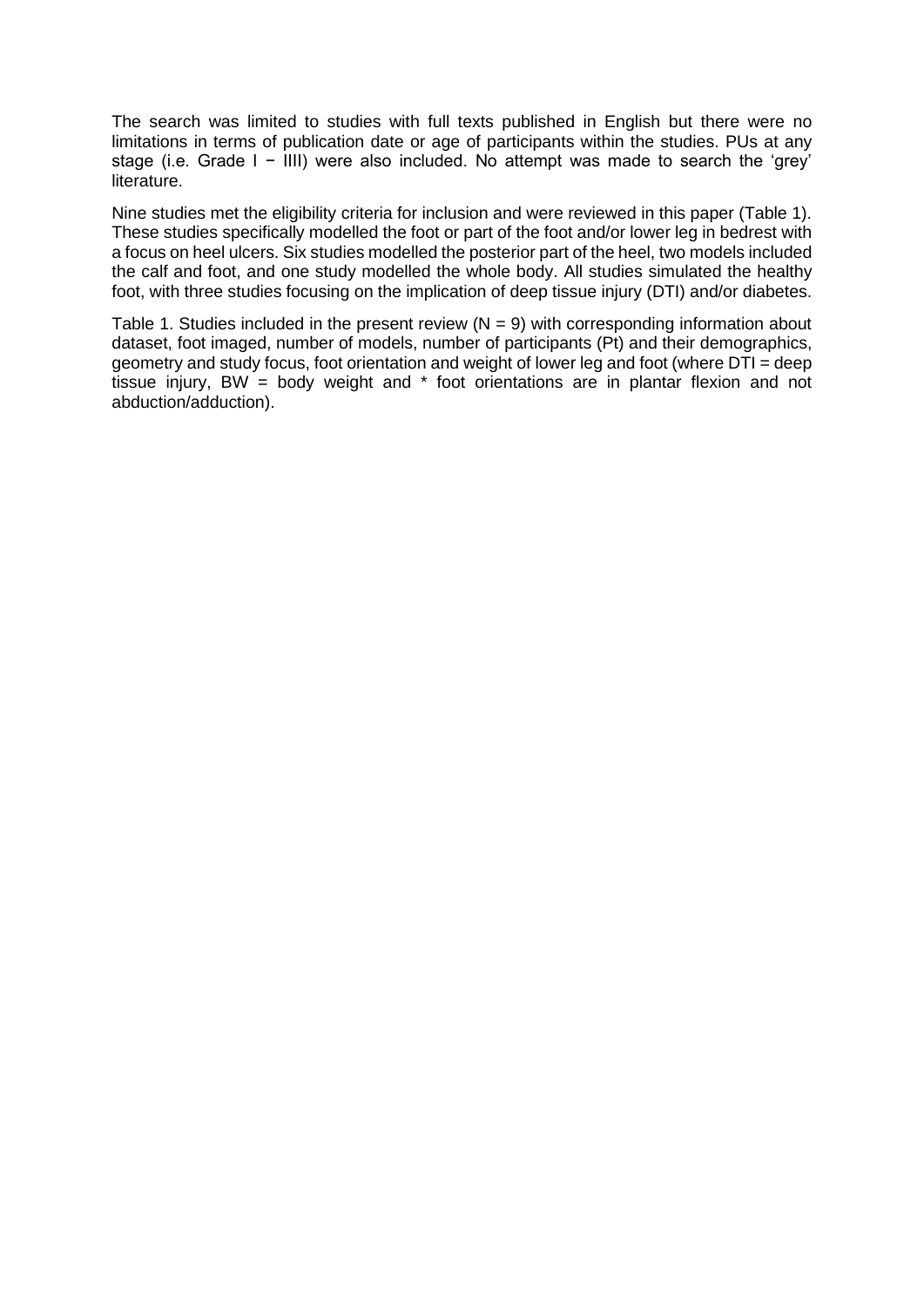The search was limited to studies with full texts published in English but there were no limitations in terms of publication date or age of participants within the studies. PUs at any stage (i.e. Grade I − IIII) were also included. No attempt was made to search the 'grey' literature.

Nine studies met the eligibility criteria for inclusion and were reviewed in this paper (Table 1). These studies specifically modelled the foot or part of the foot and/or lower leg in bedrest with a focus on heel ulcers. Six studies modelled the posterior part of the heel, two models included the calf and foot, and one study modelled the whole body. All studies simulated the healthy foot, with three studies focusing on the implication of deep tissue injury (DTI) and/or diabetes.

Table 1. Studies included in the present review (N = 9) with corresponding information about dataset, foot imaged, number of models, number of participants (Pt) and their demographics, geometry and study focus, foot orientation and weight of lower leg and foot (where DTI = deep tissue injury, BW = body weight and * foot orientations are in plantar flexion and not abduction/adduction).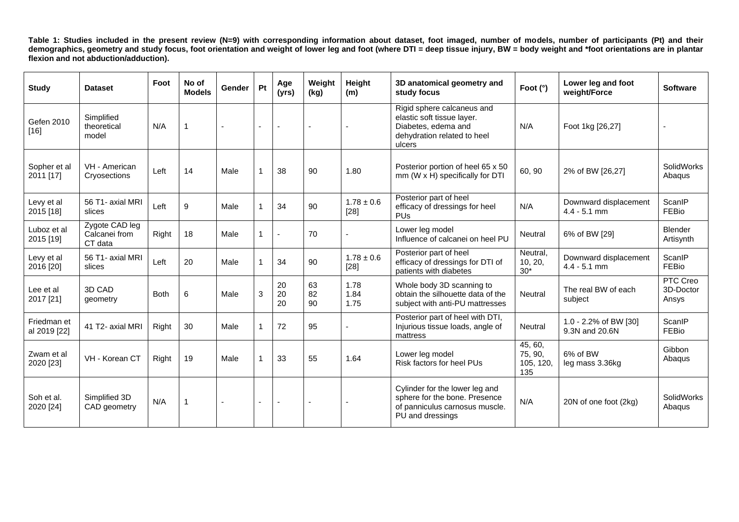**Table 1: Studies included in the present review (N=9) with corresponding information about dataset, foot imaged, number of models, number of participants (Pt) and their demographics, geometry and study focus, foot orientation and weight of lower leg and foot (where DTI = deep tissue injury, BW = body weight and \*foot orientations are in plantar flexion and not abduction/adduction).**

| Study | Dataset | Foot | No of Models | Gender | Pt | Age (yrs) | Weight (kg) | Height (m) | 3D anatomical geometry and study focus | Foot (°) | Lower leg and foot weight/Force | Software |
|---|---|---|---|---|---|---|---|---|---|---|---|---|
| Gefen 2010 [16] | Simplified theoretical model | N/A | 1 | - | - | - | - | - | Rigid sphere calcaneus and elastic soft tissue layer. Diabetes, edema and dehydration related to heel ulcers | N/A | Foot 1kg [26,27] | - |
| Sopher et al 2011 [17] | VH - American Cryosections | Left | 14 | Male | 1 | 38 | 90 | 1.80 | Posterior portion of heel 65 x 50 mm (W x H) specifically for DTI | 60, 90 | 2% of BW [26,27] | SolidWorks Abaqus |
| Levy et al 2015 [18] | 56 T1- axial MRI slices | Left | 9 | Male | 1 | 34 | 90 | $1.78 \pm 0.6$ [28] | Posterior part of heel efficacy of dressings for heel PUs | N/A | Downward displacement 4.4 - 5.1 mm | ScanIP FEBio |
| Luboz et al 2015 [19] | Zygote CAD leg Calcanei from CT data | Right | 18 | Male | 1 | - | 70 | - | Lower leg model Influence of calcanei on heel PU | Neutral | 6% of BW [29] | Blender Artisynth |
| Levy et al 2016 [20] | 56 T1- axial MRI slices | Left | 20 | Male | 1 | 34 | 90 | $1.78 \pm 0.6$ [28] | Posterior part of heel efficacy of dressings for DTI of patients with diabetes | Neutral, 10, 20, 30* | Downward displacement 4.4 - 5.1 mm | ScanIP FEBio |
| Lee et al 2017 [21] | 3D CAD geometry | Both | 6 | Male | 3 | 20 20 20 | 63 82 90 | 1.78 1.84 1.75 | Whole body 3D scanning to obtain the silhouette data of the subject with anti-PU mattresses | Neutral | The real BW of each subject | PTC Creo 3D-Doctor Ansys |
| Friedman et al 2019 [22] | 41 T2- axial MRI | Right | 30 | Male | 1 | 72 | 95 | - | Posterior part of heel with DTI, Injurious tissue loads, angle of mattress | Neutral | 1.0 - 2.2% of BW [30] 9.3N and 20.6N | ScanIP FEBio |
| Zwam et al 2020 [23] | VH - Korean CT | Right | 19 | Male | 1 | 33 | 55 | 1.64 | Lower leg model Risk factors for heel PUs | 45, 60, 75, 90, 105, 120, 135 | 6% of BW leg mass 3.36kg | Gibbon Abaqus |
| Soh et al. 2020 [24] | Simplified 3D CAD geometry | N/A | 1 | - | - | - | - | - | Cylinder for the lower leg and sphere for the bone. Presence of panniculus carnosus muscle. PU and dressings | N/A | 20N of one foot (2kg) | SolidWorks Abaqus |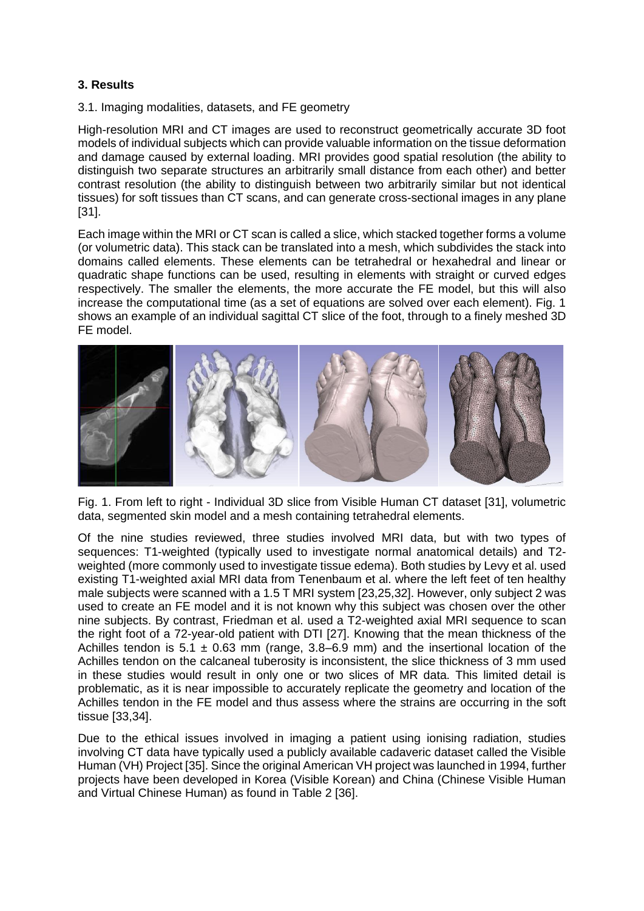## 3. Results

3.1. Imaging modalities, datasets, and FE geometry

High-resolution MRI and CT images are used to reconstruct geometrically accurate 3D foot models of individual subjects which can provide valuable information on the tissue deformation and damage caused by external loading. MRI provides good spatial resolution (the ability to distinguish two separate structures an arbitrarily small distance from each other) and better contrast resolution (the ability to distinguish between two arbitrarily similar but not identical tissues) for soft tissues than CT scans, and can generate cross-sectional images in any plane [31].

Each image within the MRI or CT scan is called a slice, which stacked together forms a volume (or volumetric data). This stack can be translated into a mesh, which subdivides the stack into domains called elements. These elements can be tetrahedral or hexahedral and linear or quadratic shape functions can be used, resulting in elements with straight or curved edges respectively. The smaller the elements, the more accurate the FE model, but this will also increase the computational time (as a set of equations are solved over each element). Fig. 1 shows an example of an individual sagittal CT slice of the foot, through to a finely meshed 3D FE model.

Fig. 1. From left to right - Individual 3D slice from Visible Human CT dataset [31], volumetric data, segmented skin model and a mesh containing tetrahedral elements.

Of the nine studies reviewed, three studies involved MRI data, but with two types of sequences: T1-weighted (typically used to investigate normal anatomical details) and T2-weighted (more commonly used to investigate tissue edema). Both studies by Levy et al. used existing T1-weighted axial MRI data from Tenenbaum et al. where the left feet of ten healthy male subjects were scanned with a 1.5 T MRI system [23,25,32]. However, only subject 2 was used to create an FE model and it is not known why this subject was chosen over the other nine subjects. By contrast, Friedman et al. used a T2-weighted axial MRI sequence to scan the right foot of a 72-year-old patient with DTI [27]. Knowing that the mean thickness of the Achilles tendon is $5.1 \pm 0.63$ mm (range, 3.8–6.9 mm) and the insertional location of the Achilles tendon on the calcaneal tuberosity is inconsistent, the slice thickness of 3 mm used in these studies would result in only one or two slices of MR data. This limited detail is problematic, as it is near impossible to accurately replicate the geometry and location of the Achilles tendon in the FE model and thus assess where the strains are occurring in the soft tissue [33,34].

Due to the ethical issues involved in imaging a patient using ionising radiation, studies involving CT data have typically used a publicly available cadaveric dataset called the Visible Human (VH) Project [35]. Since the original American VH project was launched in 1994, further projects have been developed in Korea (Visible Korean) and China (Chinese Visible Human and Virtual Chinese Human) as found in Table 2 [36].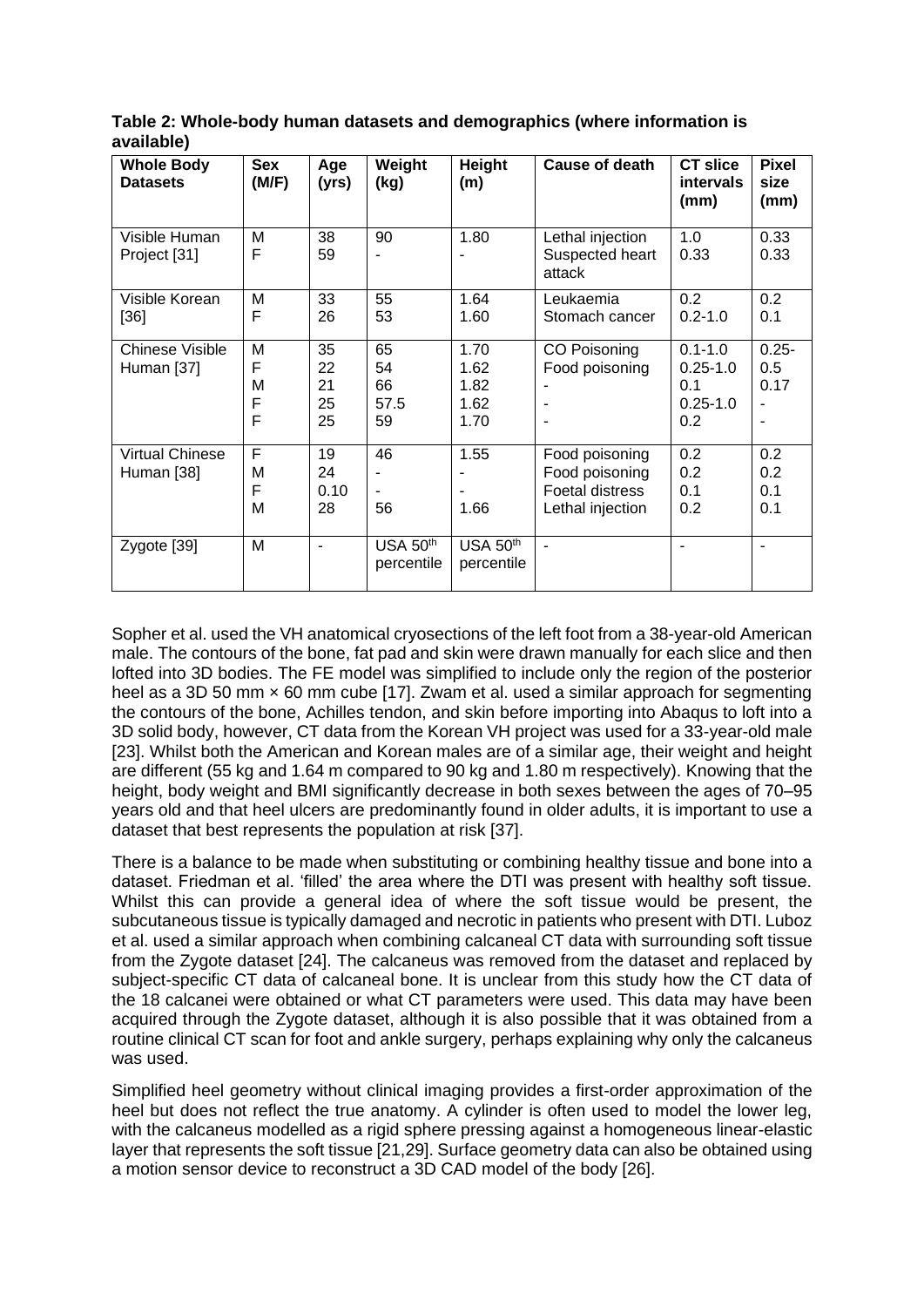**Table 2: Whole-body human datasets and demographics (where information is available)**

| Whole Body Datasets | Sex (M/F) | Age (yrs) | Weight (kg) | Height (m) | Cause of death | CT slice intervals (mm) | Pixel size (mm) |
|---|---|---|---|---|---|---|---|
| Visible Human Project [31] | M<br>F | 38<br>59 | 90<br>- | 1.80<br>- | Lethal injection<br>Suspected heart attack | 1.0<br>0.33 | 0.33<br>0.33 |
| Visible Korean [36] | M<br>F | 33<br>26 | 55<br>53 | 1.64<br>1.60 | Leukaemia<br>Stomach cancer | 0.2<br>0.2-1.0 | 0.2<br>0.1 |
| Chinese Visible Human [37] | M<br>F<br>M<br>F<br>F | 35<br>22<br>21<br>25<br>25 | 65<br>54<br>66<br>57.5<br>59 | 1.70<br>1.62<br>1.82<br>1.62<br>1.70 | CO Poisoning<br>Food poisoning<br>-<br>-<br>- | 0.1-1.0<br>0.25-1.0<br>0.1<br>0.25-1.0<br>0.2 | 0.25-0.5<br>0.17<br>-<br>- |
| Virtual Chinese Human [38] | F<br>M<br>F<br>M | 19<br>24<br>0.10<br>28 | 46<br>-<br>-<br>56 | 1.55<br>-<br>-<br>1.66 | Food poisoning<br>Food poisoning<br>Foetal distress<br>Lethal injection | 0.2<br>0.2<br>0.1<br>0.2 | 0.2<br>0.2<br>0.1<br>0.1 |
| Zygote [39] | M | - | USA 50th percentile | USA 50th percentile | - | - | - |

Sopher et al. used the VH anatomical cryosections of the left foot from a 38-year-old American male. The contours of the bone, fat pad and skin were drawn manually for each slice and then lofted into 3D bodies. The FE model was simplified to include only the region of the posterior heel as a 3D 50 mm × 60 mm cube [17]. Zwam et al. used a similar approach for segmenting the contours of the bone, Achilles tendon, and skin before importing into Abaqus to loft into a 3D solid body, however, CT data from the Korean VH project was used for a 33-year-old male [23]. Whilst both the American and Korean males are of a similar age, their weight and height are different (55 kg and 1.64 m compared to 90 kg and 1.80 m respectively). Knowing that the height, body weight and BMI significantly decrease in both sexes between the ages of 70–95 years old and that heel ulcers are predominantly found in older adults, it is important to use a dataset that best represents the population at risk [37].

There is a balance to be made when substituting or combining healthy tissue and bone into a dataset. Friedman et al. 'filled' the area where the DTI was present with healthy soft tissue. Whilst this can provide a general idea of where the soft tissue would be present, the subcutaneous tissue is typically damaged and necrotic in patients who present with DTI. Luboz et al. used a similar approach when combining calcaneal CT data with surrounding soft tissue from the Zygote dataset [24]. The calcaneus was removed from the dataset and replaced by subject-specific CT data of calcaneal bone. It is unclear from this study how the CT data of the 18 calcanei were obtained or what CT parameters were used. This data may have been acquired through the Zygote dataset, although it is also possible that it was obtained from a routine clinical CT scan for foot and ankle surgery, perhaps explaining why only the calcaneus was used.

Simplified heel geometry without clinical imaging provides a first-order approximation of the heel but does not reflect the true anatomy. A cylinder is often used to model the lower leg, with the calcaneus modelled as a rigid sphere pressing against a homogeneous linear-elastic layer that represents the soft tissue [21,29]. Surface geometry data can also be obtained using a motion sensor device to reconstruct a 3D CAD model of the body [26].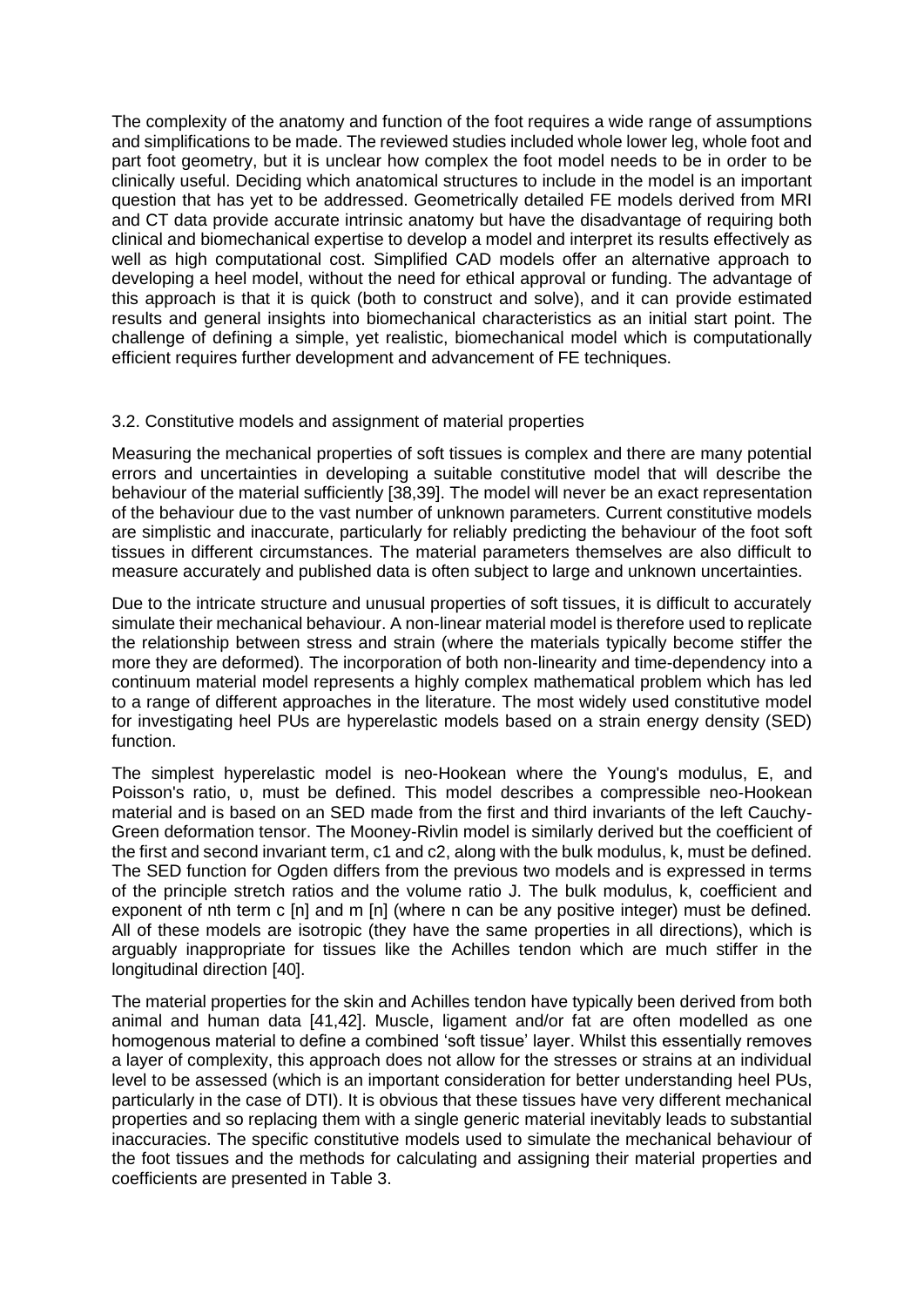The complexity of the anatomy and function of the foot requires a wide range of assumptions and simplifications to be made. The reviewed studies included whole lower leg, whole foot and part foot geometry, but it is unclear how complex the foot model needs to be in order to be clinically useful. Deciding which anatomical structures to include in the model is an important question that has yet to be addressed. Geometrically detailed FE models derived from MRI and CT data provide accurate intrinsic anatomy but have the disadvantage of requiring both clinical and biomechanical expertise to develop a model and interpret its results effectively as well as high computational cost. Simplified CAD models offer an alternative approach to developing a heel model, without the need for ethical approval or funding. The advantage of this approach is that it is quick (both to construct and solve), and it can provide estimated results and general insights into biomechanical characteristics as an initial start point. The challenge of defining a simple, yet realistic, biomechanical model which is computationally efficient requires further development and advancement of FE techniques.

### 3.2. Constitutive models and assignment of material properties

Measuring the mechanical properties of soft tissues is complex and there are many potential errors and uncertainties in developing a suitable constitutive model that will describe the behaviour of the material sufficiently [38,39]. The model will never be an exact representation of the behaviour due to the vast number of unknown parameters. Current constitutive models are simplistic and inaccurate, particularly for reliably predicting the behaviour of the foot soft tissues in different circumstances. The material parameters themselves are also difficult to measure accurately and published data is often subject to large and unknown uncertainties.

Due to the intricate structure and unusual properties of soft tissues, it is difficult to accurately simulate their mechanical behaviour. A non-linear material model is therefore used to replicate the relationship between stress and strain (where the materials typically become stiffer the more they are deformed). The incorporation of both non-linearity and time-dependency into a continuum material model represents a highly complex mathematical problem which has led to a range of different approaches in the literature. The most widely used constitutive model for investigating heel PUs are hyperelastic models based on a strain energy density (SED) function.

The simplest hyperelastic model is neo-Hookean where the Young's modulus, $E$, and Poisson's ratio, $\upsilon$, must be defined. This model describes a compressible neo-Hookean material and is based on an SED made from the first and third invariants of the left Cauchy-Green deformation tensor. The Mooney-Rivlin model is similarly derived but the coefficient of the first and second invariant term, $c1$ and $c2$, along with the bulk modulus, $k$, must be defined. The SED function for Ogden differs from the previous two models and is expressed in terms of the principle stretch ratios and the volume ratio $J$. The bulk modulus, $k$, coefficient and exponent of nth term $c$ [n] and $m$ [n] (where n can be any positive integer) must be defined. All of these models are isotropic (they have the same properties in all directions), which is arguably inappropriate for tissues like the Achilles tendon which are much stiffer in the longitudinal direction [40].

The material properties for the skin and Achilles tendon have typically been derived from both animal and human data [41,42]. Muscle, ligament and/or fat are often modelled as one homogenous material to define a combined 'soft tissue' layer. Whilst this essentially removes a layer of complexity, this approach does not allow for the stresses or strains at an individual level to be assessed (which is an important consideration for better understanding heel PUs, particularly in the case of DTI). It is obvious that these tissues have very different mechanical properties and so replacing them with a single generic material inevitably leads to substantial inaccuracies. The specific constitutive models used to simulate the mechanical behaviour of the foot tissues and the methods for calculating and assigning their material properties and coefficients are presented in Table 3.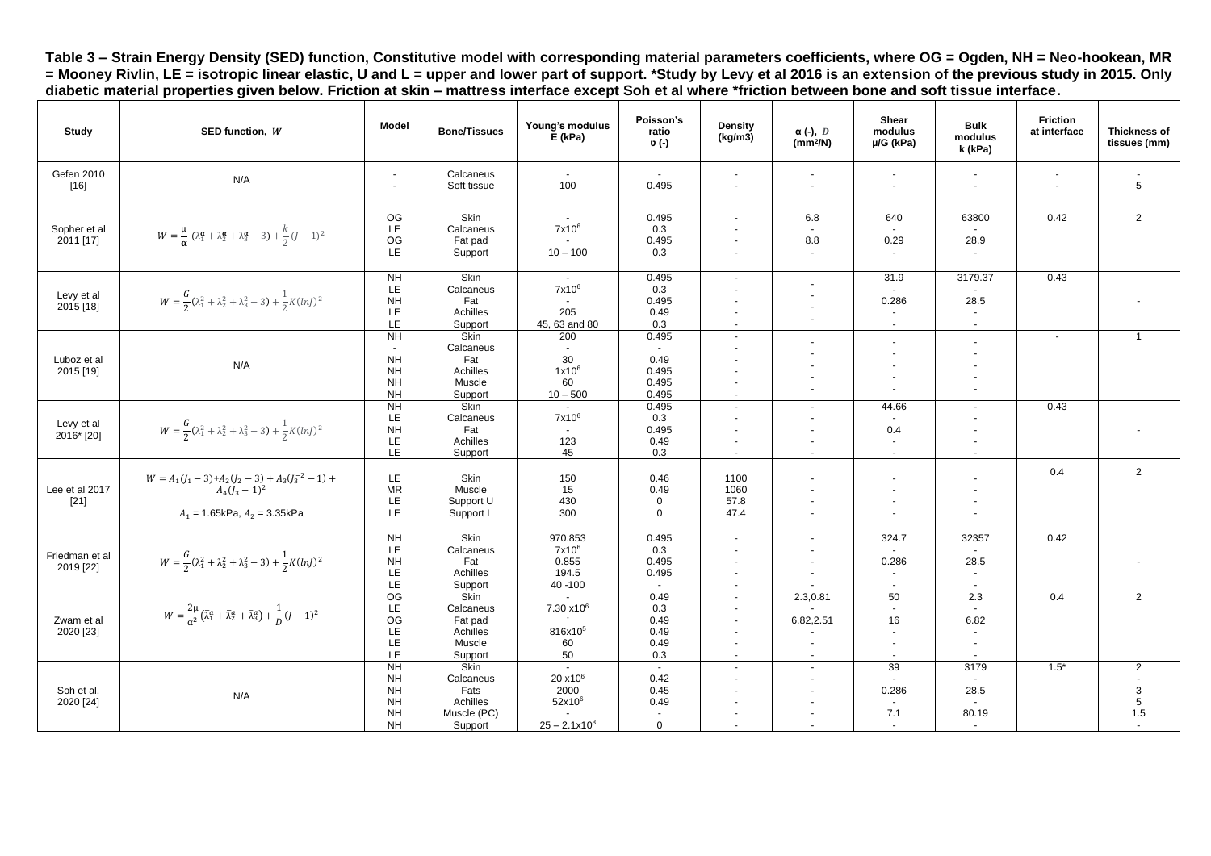**Table 3 – Strain Energy Density (SED) function, Constitutive model with corresponding material parameters coefficients, where OG = Ogden, NH = Neo-hookean, MR = Mooney Rivlin, LE = isotropic linear elastic, U and L = upper and lower part of support. *Study by Levy et al 2016 is an extension of the previous study in 2015. Only diabetic material properties given below. Friction at skin – mattress interface except Soh et al where *friction between bone and soft tissue interface.**

| Study | SED function, $W$ | Model | Bone/Tissues | Young's modulus E (kPa) | Poisson's ratio υ (-) | Density (kg/m3) | α (-), $D$ (mm²/N) | Shear modulus μ/G (kPa) | Bulk modulus k (kPa) | Friction at interface | Thickness of tissues (mm) |
|---|---|---|---|---|---|---|---|---|---|---|---|
| Gefen 2010 [16] | N/A | -<br>- | Calcaneus<br>Soft tissue | -<br>100 | -<br>0.495 | -<br>- | -<br>- | -<br>- | -<br>- | -<br>- | -<br>5 |
| Sopher et al 2011 [17] | $W = \frac{\mu}{\alpha}(\lambda_1^{\alpha} + \lambda_2^{\alpha} + \lambda_3^{\alpha} - 3) + \frac{k}{2}(J-1)^2$ | OG<br>LE<br>OG<br>LE | Skin<br>Calcaneus<br>Fat pad<br>Support | -<br>$7\text{x}10^6$<br>-<br>10 – 100 | 0.495<br>0.3<br>0.495<br>0.3 | -<br>-<br>-<br>- | 6.8<br>-<br>8.8<br>- | 640<br>-<br>0.29<br>- | 63800<br>-<br>28.9<br>- | 0.42 | 2 |
| Levy et al 2015 [18] | $W = \frac{G}{2}(\lambda_1^2 + \lambda_2^2 + \lambda_3^2 - 3) + \frac{1}{2}K(lnJ)^2$ | NH<br>LE<br>NH<br>LE<br>LE | Skin<br>Calcaneus<br>Fat<br>Achilles<br>Support | -<br>$7\text{x}10^6$<br>-<br>205<br>45, 63 and 80 | 0.495<br>0.3<br>0.495<br>0.49<br>0.3 | -<br>-<br>-<br>-<br>- | -<br>-<br>-<br>- | 31.9<br>-<br>0.286<br>-<br>- | 3179.37<br>-<br>28.5<br>-<br>- | 0.43 | - |
| Luboz et al 2015 [19] | N/A | NH<br>-<br>NH<br>NH<br>NH<br>NH | Skin<br>Calcaneus<br>Fat<br>Achilles<br>Muscle<br>Support | 200<br>-<br>30<br>$1\text{x}10^6$<br>60<br>10 – 500 | 0.495<br>-<br>0.49<br>0.495<br>0.495<br>0.495 | -<br>-<br>-<br>-<br>-<br>- | -<br>-<br>-<br>-<br>-<br>- | -<br>-<br>-<br>-<br>- | -<br>-<br>-<br>-<br>-<br>- | - | 1 |
| Levy et al 2016* [20] | $W = \frac{G}{2}(\lambda_1^2 + \lambda_2^2 + \lambda_3^2 - 3) + \frac{1}{2}K(lnJ)^2$ | NH<br>LE<br>NH<br>LE<br>LE | Skin<br>Calcaneus<br>Fat<br>Achilles<br>Support | -<br>$7\text{x}10^6$<br>-<br>123<br>45 | 0.495<br>0.3<br>0.495<br>0.49<br>0.3 | -<br>-<br>-<br>-<br>- | -<br>-<br>-<br>-<br>- | 44.66<br>-<br>0.4<br>-<br>- | -<br>-<br>-<br>-<br>- | 0.43 | - |
| Lee et al 2017 [21] | $W = A_1(J_1 - 3) + A_2(J_2 - 3) + A_3(J_3^{-2} - 1) + A_4(J_3 - 1)^2$<br>$A_1$ = 1.65kPa, $A_2$ = 3.35kPa | LE<br>MR<br>LE<br>LE | Skin<br>Muscle<br>Support U<br>Support L | 150<br>15<br>430<br>300 | 0.46<br>0.49<br>0<br>0 | 1100<br>1060<br>57.8<br>47.4 | -<br>-<br>-<br>- | -<br>-<br>-<br>- | -<br>-<br>-<br>- | 0.4 | 2 |
| Friedman et al 2019 [22] | $W = \frac{G}{2}(\lambda_1^2 + \lambda_2^2 + \lambda_3^2 - 3) + \frac{1}{2}K(lnJ)^2$ | NH<br>LE<br>NH<br>LE<br>LE | Skin<br>Calcaneus<br>Fat<br>Achilles<br>Support | 970.853<br>$7\text{x}10^6$<br>0.855<br>194.5<br>40 -100 | 0.495<br>0.3<br>0.495<br>0.495<br>- | -<br>-<br>-<br>-<br>- | -<br>-<br>-<br>-<br>- | 324.7<br>-<br>0.286<br>-<br>- | 32357<br>-<br>28.5<br>-<br>- | 0.42 | - |
| Zwam et al 2020 [23] | $W = \frac{2\mu}{\alpha^2}(\bar{\lambda}_1^{\alpha} + \bar{\lambda}_2^{\alpha} + \bar{\lambda}_3^{\alpha}) + \frac{1}{D}(J-1)^2$ | OG<br>LE<br>OG<br>LE<br>LE<br>LE | Skin<br>Calcaneus<br>Fat pad<br>Achilles<br>Muscle<br>Support | -<br>7.30 $\text{x}10^6$<br>-<br>$816\text{x}10^5$<br>60<br>50 | 0.49<br>0.3<br>0.49<br>0.49<br>0.49<br>0.3 | -<br>-<br>-<br>-<br>-<br>- | 2.3,0.81<br>-<br>6.82,2.51<br>-<br>-<br>- | 50<br>-<br>16<br>-<br>-<br>- | 2.3<br>-<br>6.82<br>-<br>-<br>- | 0.4 | 2 |
| Soh et al. 2020 [24] | N/A | NH<br>NH<br>NH<br>NH<br>NH<br>NH | Skin<br>Calcaneus<br>Fats<br>Achilles<br>Muscle (PC)<br>Support | -<br>20 $\text{x}10^6$<br>2000<br>$52\text{x}10^6$<br>-<br>25 – $2.1\text{x}10^8$ | -<br>0.42<br>0.45<br>0.49<br>-<br>0 | -<br>-<br>-<br>-<br>-<br>- | -<br>-<br>-<br>-<br>-<br>- | 39<br>-<br>0.286<br>-<br>7.1<br>- | 3179<br>-<br>28.5<br>-<br>80.19<br>- | 1.5* | 2<br>-<br>3<br>5<br>1.5<br>- |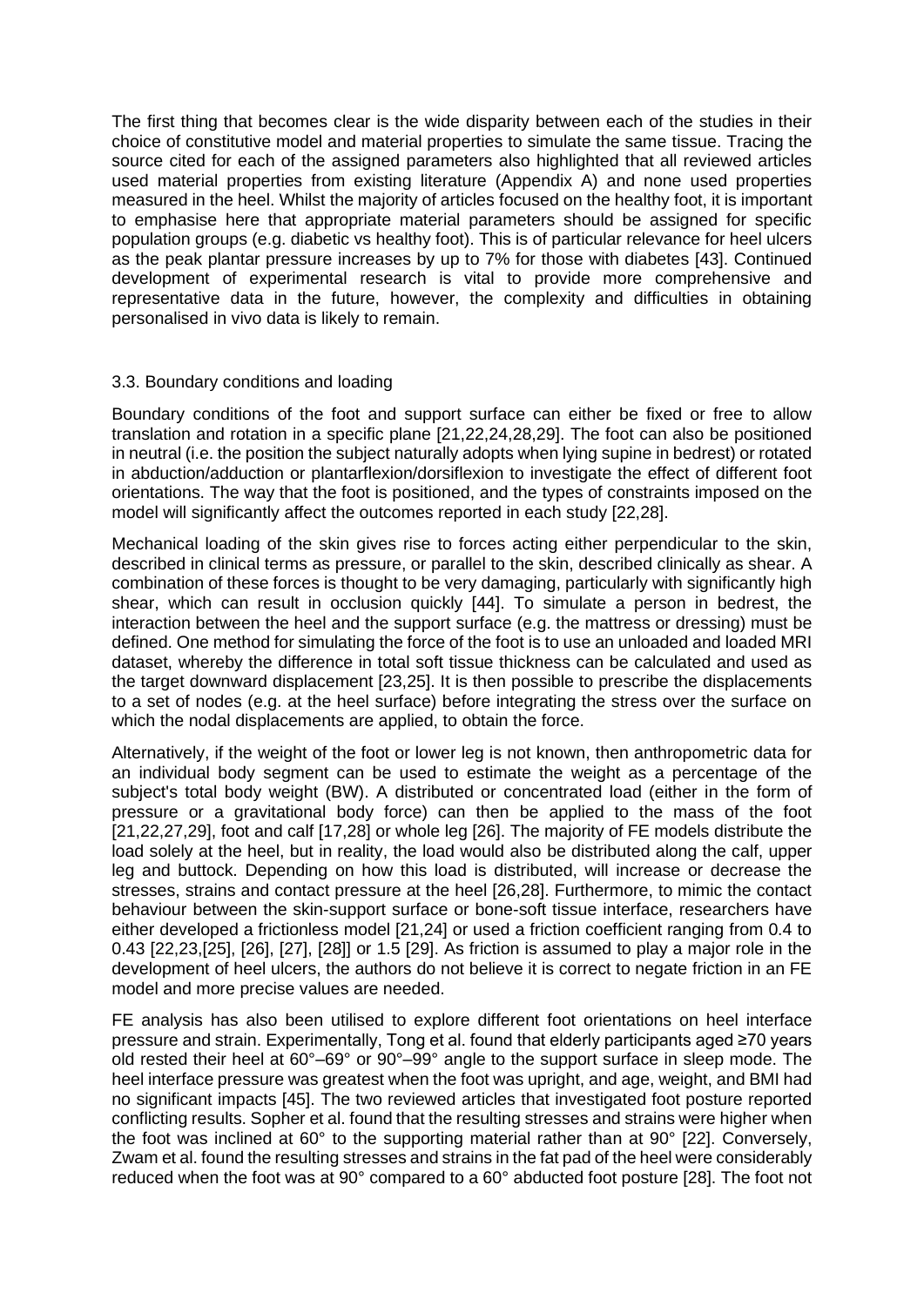The first thing that becomes clear is the wide disparity between each of the studies in their choice of constitutive model and material properties to simulate the same tissue. Tracing the source cited for each of the assigned parameters also highlighted that all reviewed articles used material properties from existing literature (Appendix A) and none used properties measured in the heel. Whilst the majority of articles focused on the healthy foot, it is important to emphasise here that appropriate material parameters should be assigned for specific population groups (e.g. diabetic vs healthy foot). This is of particular relevance for heel ulcers as the peak plantar pressure increases by up to 7% for those with diabetes [43]. Continued development of experimental research is vital to provide more comprehensive and representative data in the future, however, the complexity and difficulties in obtaining personalised in vivo data is likely to remain.

### 3.3. Boundary conditions and loading

Boundary conditions of the foot and support surface can either be fixed or free to allow translation and rotation in a specific plane [21,22,24,28,29]. The foot can also be positioned in neutral (i.e. the position the subject naturally adopts when lying supine in bedrest) or rotated in abduction/adduction or plantarflexion/dorsiflexion to investigate the effect of different foot orientations. The way that the foot is positioned, and the types of constraints imposed on the model will significantly affect the outcomes reported in each study [22,28].

Mechanical loading of the skin gives rise to forces acting either perpendicular to the skin, described in clinical terms as pressure, or parallel to the skin, described clinically as shear. A combination of these forces is thought to be very damaging, particularly with significantly high shear, which can result in occlusion quickly [44]. To simulate a person in bedrest, the interaction between the heel and the support surface (e.g. the mattress or dressing) must be defined. One method for simulating the force of the foot is to use an unloaded and loaded MRI dataset, whereby the difference in total soft tissue thickness can be calculated and used as the target downward displacement [23,25]. It is then possible to prescribe the displacements to a set of nodes (e.g. at the heel surface) before integrating the stress over the surface on which the nodal displacements are applied, to obtain the force.

Alternatively, if the weight of the foot or lower leg is not known, then anthropometric data for an individual body segment can be used to estimate the weight as a percentage of the subject's total body weight (BW). A distributed or concentrated load (either in the form of pressure or a gravitational body force) can then be applied to the mass of the foot [21,22,27,29], foot and calf [17,28] or whole leg [26]. The majority of FE models distribute the load solely at the heel, but in reality, the load would also be distributed along the calf, upper leg and buttock. Depending on how this load is distributed, will increase or decrease the stresses, strains and contact pressure at the heel [26,28]. Furthermore, to mimic the contact behaviour between the skin-support surface or bone-soft tissue interface, researchers have either developed a frictionless model [21,24] or used a friction coefficient ranging from 0.4 to 0.43 [22,23,[25], [26], [27], [28]] or 1.5 [29]. As friction is assumed to play a major role in the development of heel ulcers, the authors do not believe it is correct to negate friction in an FE model and more precise values are needed.

FE analysis has also been utilised to explore different foot orientations on heel interface pressure and strain. Experimentally, Tong et al. found that elderly participants aged ≥70 years old rested their heel at 60°–69° or 90°–99° angle to the support surface in sleep mode. The heel interface pressure was greatest when the foot was upright, and age, weight, and BMI had no significant impacts [45]. The two reviewed articles that investigated foot posture reported conflicting results. Sopher et al. found that the resulting stresses and strains were higher when the foot was inclined at 60° to the supporting material rather than at 90° [22]. Conversely, Zwam et al. found the resulting stresses and strains in the fat pad of the heel were considerably reduced when the foot was at 90° compared to a 60° abducted foot posture [28]. The foot not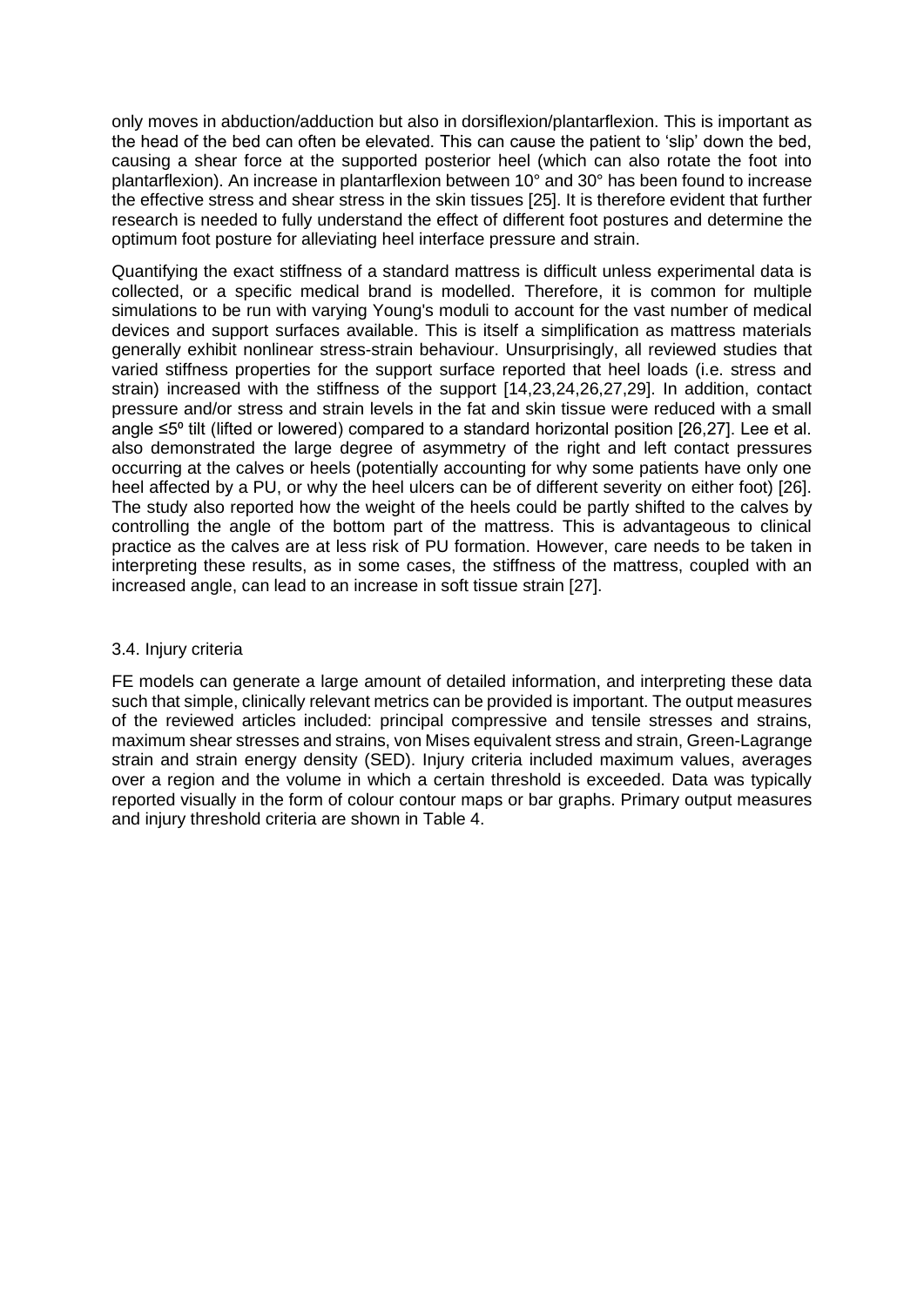only moves in abduction/adduction but also in dorsiflexion/plantarflexion. This is important as the head of the bed can often be elevated. This can cause the patient to 'slip' down the bed, causing a shear force at the supported posterior heel (which can also rotate the foot into plantarflexion). An increase in plantarflexion between 10° and 30° has been found to increase the effective stress and shear stress in the skin tissues [25]. It is therefore evident that further research is needed to fully understand the effect of different foot postures and determine the optimum foot posture for alleviating heel interface pressure and strain.

Quantifying the exact stiffness of a standard mattress is difficult unless experimental data is collected, or a specific medical brand is modelled. Therefore, it is common for multiple simulations to be run with varying Young's moduli to account for the vast number of medical devices and support surfaces available. This is itself a simplification as mattress materials generally exhibit nonlinear stress-strain behaviour. Unsurprisingly, all reviewed studies that varied stiffness properties for the support surface reported that heel loads (i.e. stress and strain) increased with the stiffness of the support [14,23,24,26,27,29]. In addition, contact pressure and/or stress and strain levels in the fat and skin tissue were reduced with a small angle ≤5º tilt (lifted or lowered) compared to a standard horizontal position [26,27]. Lee et al. also demonstrated the large degree of asymmetry of the right and left contact pressures occurring at the calves or heels (potentially accounting for why some patients have only one heel affected by a PU, or why the heel ulcers can be of different severity on either foot) [26]. The study also reported how the weight of the heels could be partly shifted to the calves by controlling the angle of the bottom part of the mattress. This is advantageous to clinical practice as the calves are at less risk of PU formation. However, care needs to be taken in interpreting these results, as in some cases, the stiffness of the mattress, coupled with an increased angle, can lead to an increase in soft tissue strain [27].

### 3.4. Injury criteria

FE models can generate a large amount of detailed information, and interpreting these data such that simple, clinically relevant metrics can be provided is important. The output measures of the reviewed articles included: principal compressive and tensile stresses and strains, maximum shear stresses and strains, von Mises equivalent stress and strain, Green-Lagrange strain and strain energy density (SED). Injury criteria included maximum values, averages over a region and the volume in which a certain threshold is exceeded. Data was typically reported visually in the form of colour contour maps or bar graphs. Primary output measures and injury threshold criteria are shown in Table 4.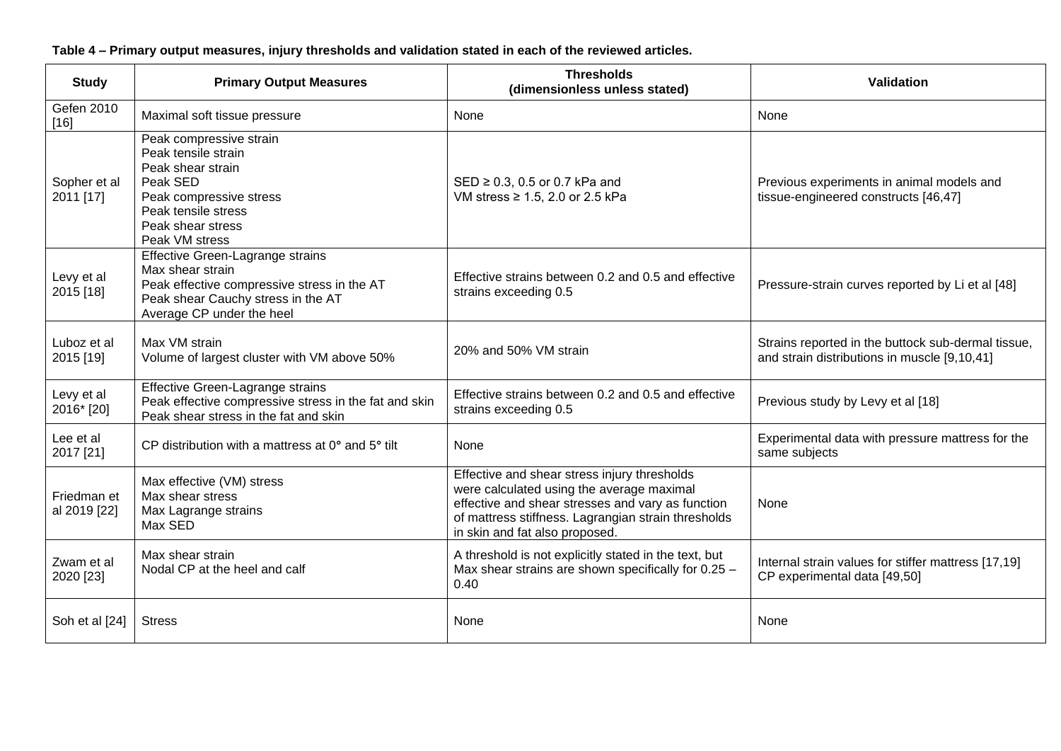**Table 4 – Primary output measures, injury thresholds and validation stated in each of the reviewed articles.**

| Study | Primary Output Measures | Thresholds (dimensionless unless stated) | Validation |
|---|---|---|---|
| Gefen 2010 [16] | Maximal soft tissue pressure | None | None |
| Sopher et al 2011 [17] | Peak compressive strain<br>Peak tensile strain<br>Peak shear strain<br>Peak SED<br>Peak compressive stress<br>Peak tensile stress<br>Peak shear stress<br>Peak VM stress | SED ≥ 0.3, 0.5 or 0.7 kPa and<br>VM stress ≥ 1.5, 2.0 or 2.5 kPa | Previous experiments in animal models and tissue-engineered constructs [46,47] |
| Levy et al 2015 [18] | Effective Green-Lagrange strains<br>Max shear strain<br>Peak effective compressive stress in the AT<br>Peak shear Cauchy stress in the AT<br>Average CP under the heel | Effective strains between 0.2 and 0.5 and effective strains exceeding 0.5 | Pressure-strain curves reported by Li et al [48] |
| Luboz et al 2015 [19] | Max VM strain<br>Volume of largest cluster with VM above 50% | 20% and 50% VM strain | Strains reported in the buttock sub-dermal tissue, and strain distributions in muscle [9,10,41] |
| Levy et al 2016* [20] | Effective Green-Lagrange strains<br>Peak effective compressive stress in the fat and skin<br>Peak shear stress in the fat and skin | Effective strains between 0.2 and 0.5 and effective strains exceeding 0.5 | Previous study by Levy et al [18] |
| Lee et al 2017 [21] | CP distribution with a mattress at 0° and 5° tilt | None | Experimental data with pressure mattress for the same subjects |
| Friedman et al 2019 [22] | Max effective (VM) stress<br>Max shear stress<br>Max Lagrange strains<br>Max SED | Effective and shear stress injury thresholds were calculated using the average maximal effective and shear stresses and vary as function of mattress stiffness. Lagrangian strain thresholds in skin and fat also proposed. | None |
| Zwam et al 2020 [23] | Max shear strain<br>Nodal CP at the heel and calf | A threshold is not explicitly stated in the text, but Max shear strains are shown specifically for 0.25 – 0.40 | Internal strain values for stiffer mattress [17,19]<br>CP experimental data [49,50] |
| Soh et al [24] | Stress | None | None |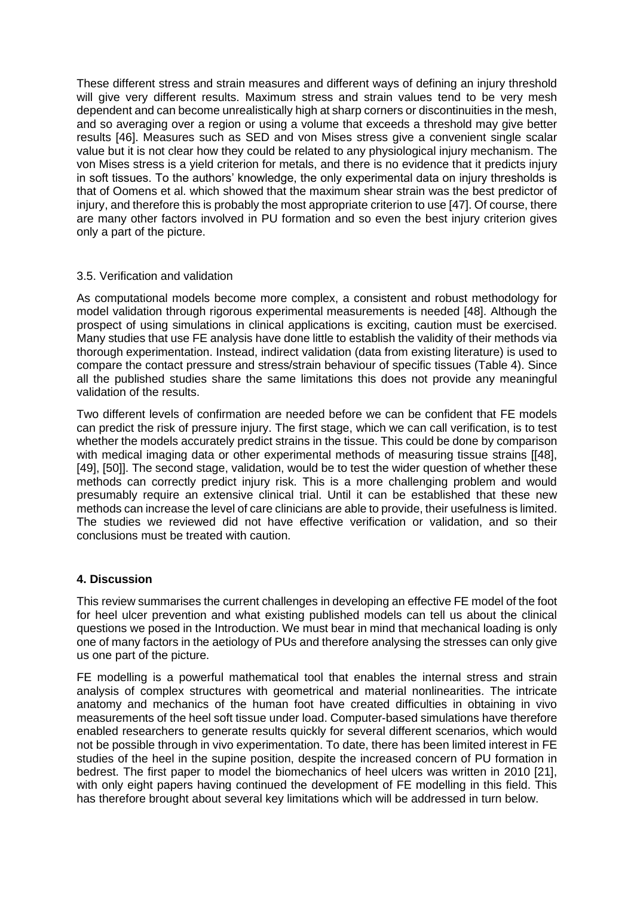These different stress and strain measures and different ways of defining an injury threshold will give very different results. Maximum stress and strain values tend to be very mesh dependent and can become unrealistically high at sharp corners or discontinuities in the mesh, and so averaging over a region or using a volume that exceeds a threshold may give better results [46]. Measures such as SED and von Mises stress give a convenient single scalar value but it is not clear how they could be related to any physiological injury mechanism. The von Mises stress is a yield criterion for metals, and there is no evidence that it predicts injury in soft tissues. To the authors' knowledge, the only experimental data on injury thresholds is that of Oomens et al. which showed that the maximum shear strain was the best predictor of injury, and therefore this is probably the most appropriate criterion to use [47]. Of course, there are many other factors involved in PU formation and so even the best injury criterion gives only a part of the picture.

### 3.5. Verification and validation

As computational models become more complex, a consistent and robust methodology for model validation through rigorous experimental measurements is needed [48]. Although the prospect of using simulations in clinical applications is exciting, caution must be exercised. Many studies that use FE analysis have done little to establish the validity of their methods via thorough experimentation. Instead, indirect validation (data from existing literature) is used to compare the contact pressure and stress/strain behaviour of specific tissues (Table 4). Since all the published studies share the same limitations this does not provide any meaningful validation of the results.

Two different levels of confirmation are needed before we can be confident that FE models can predict the risk of pressure injury. The first stage, which we can call verification, is to test whether the models accurately predict strains in the tissue. This could be done by comparison with medical imaging data or other experimental methods of measuring tissue strains [[48], [49], [50]]. The second stage, validation, would be to test the wider question of whether these methods can correctly predict injury risk. This is a more challenging problem and would presumably require an extensive clinical trial. Until it can be established that these new methods can increase the level of care clinicians are able to provide, their usefulness is limited. The studies we reviewed did not have effective verification or validation, and so their conclusions must be treated with caution.

## 4. Discussion

This review summarises the current challenges in developing an effective FE model of the foot for heel ulcer prevention and what existing published models can tell us about the clinical questions we posed in the Introduction. We must bear in mind that mechanical loading is only one of many factors in the aetiology of PUs and therefore analysing the stresses can only give us one part of the picture.

FE modelling is a powerful mathematical tool that enables the internal stress and strain analysis of complex structures with geometrical and material nonlinearities. The intricate anatomy and mechanics of the human foot have created difficulties in obtaining in vivo measurements of the heel soft tissue under load. Computer-based simulations have therefore enabled researchers to generate results quickly for several different scenarios, which would not be possible through in vivo experimentation. To date, there has been limited interest in FE studies of the heel in the supine position, despite the increased concern of PU formation in bedrest. The first paper to model the biomechanics of heel ulcers was written in 2010 [21], with only eight papers having continued the development of FE modelling in this field. This has therefore brought about several key limitations which will be addressed in turn below.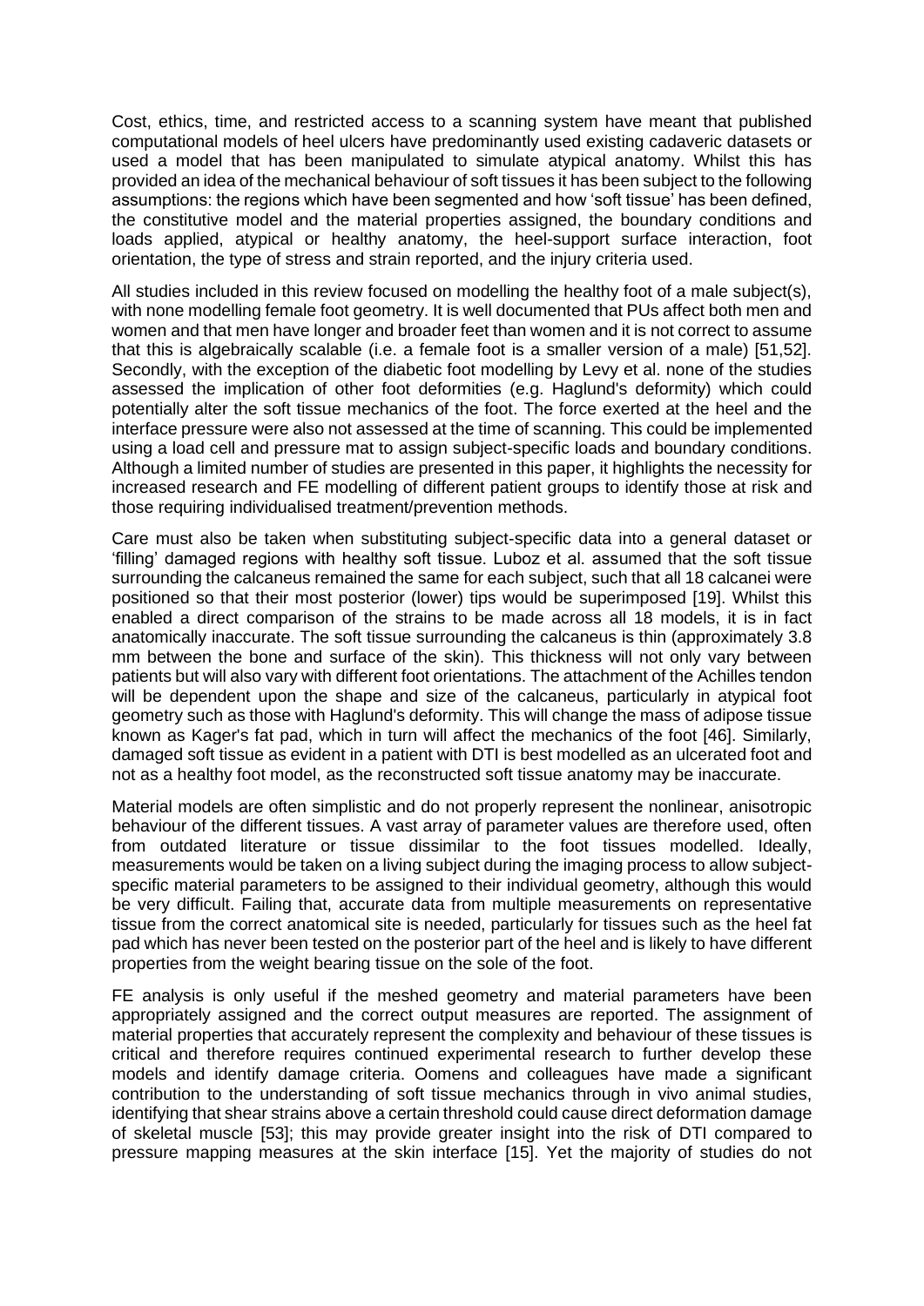Cost, ethics, time, and restricted access to a scanning system have meant that published computational models of heel ulcers have predominantly used existing cadaveric datasets or used a model that has been manipulated to simulate atypical anatomy. Whilst this has provided an idea of the mechanical behaviour of soft tissues it has been subject to the following assumptions: the regions which have been segmented and how 'soft tissue' has been defined, the constitutive model and the material properties assigned, the boundary conditions and loads applied, atypical or healthy anatomy, the heel-support surface interaction, foot orientation, the type of stress and strain reported, and the injury criteria used.

All studies included in this review focused on modelling the healthy foot of a male subject(s), with none modelling female foot geometry. It is well documented that PUs affect both men and women and that men have longer and broader feet than women and it is not correct to assume that this is algebraically scalable (i.e. a female foot is a smaller version of a male) [51,52]. Secondly, with the exception of the diabetic foot modelling by Levy et al. none of the studies assessed the implication of other foot deformities (e.g. Haglund's deformity) which could potentially alter the soft tissue mechanics of the foot. The force exerted at the heel and the interface pressure were also not assessed at the time of scanning. This could be implemented using a load cell and pressure mat to assign subject-specific loads and boundary conditions. Although a limited number of studies are presented in this paper, it highlights the necessity for increased research and FE modelling of different patient groups to identify those at risk and those requiring individualised treatment/prevention methods.

Care must also be taken when substituting subject-specific data into a general dataset or 'filling' damaged regions with healthy soft tissue. Luboz et al. assumed that the soft tissue surrounding the calcaneus remained the same for each subject, such that all 18 calcanei were positioned so that their most posterior (lower) tips would be superimposed [19]. Whilst this enabled a direct comparison of the strains to be made across all 18 models, it is in fact anatomically inaccurate. The soft tissue surrounding the calcaneus is thin (approximately 3.8 mm between the bone and surface of the skin). This thickness will not only vary between patients but will also vary with different foot orientations. The attachment of the Achilles tendon will be dependent upon the shape and size of the calcaneus, particularly in atypical foot geometry such as those with Haglund's deformity. This will change the mass of adipose tissue known as Kager's fat pad, which in turn will affect the mechanics of the foot [46]. Similarly, damaged soft tissue as evident in a patient with DTI is best modelled as an ulcerated foot and not as a healthy foot model, as the reconstructed soft tissue anatomy may be inaccurate.

Material models are often simplistic and do not properly represent the nonlinear, anisotropic behaviour of the different tissues. A vast array of parameter values are therefore used, often from outdated literature or tissue dissimilar to the foot tissues modelled. Ideally, measurements would be taken on a living subject during the imaging process to allow subject-specific material parameters to be assigned to their individual geometry, although this would be very difficult. Failing that, accurate data from multiple measurements on representative tissue from the correct anatomical site is needed, particularly for tissues such as the heel fat pad which has never been tested on the posterior part of the heel and is likely to have different properties from the weight bearing tissue on the sole of the foot.

FE analysis is only useful if the meshed geometry and material parameters have been appropriately assigned and the correct output measures are reported. The assignment of material properties that accurately represent the complexity and behaviour of these tissues is critical and therefore requires continued experimental research to further develop these models and identify damage criteria. Oomens and colleagues have made a significant contribution to the understanding of soft tissue mechanics through in vivo animal studies, identifying that shear strains above a certain threshold could cause direct deformation damage of skeletal muscle [53]; this may provide greater insight into the risk of DTI compared to pressure mapping measures at the skin interface [15]. Yet the majority of studies do not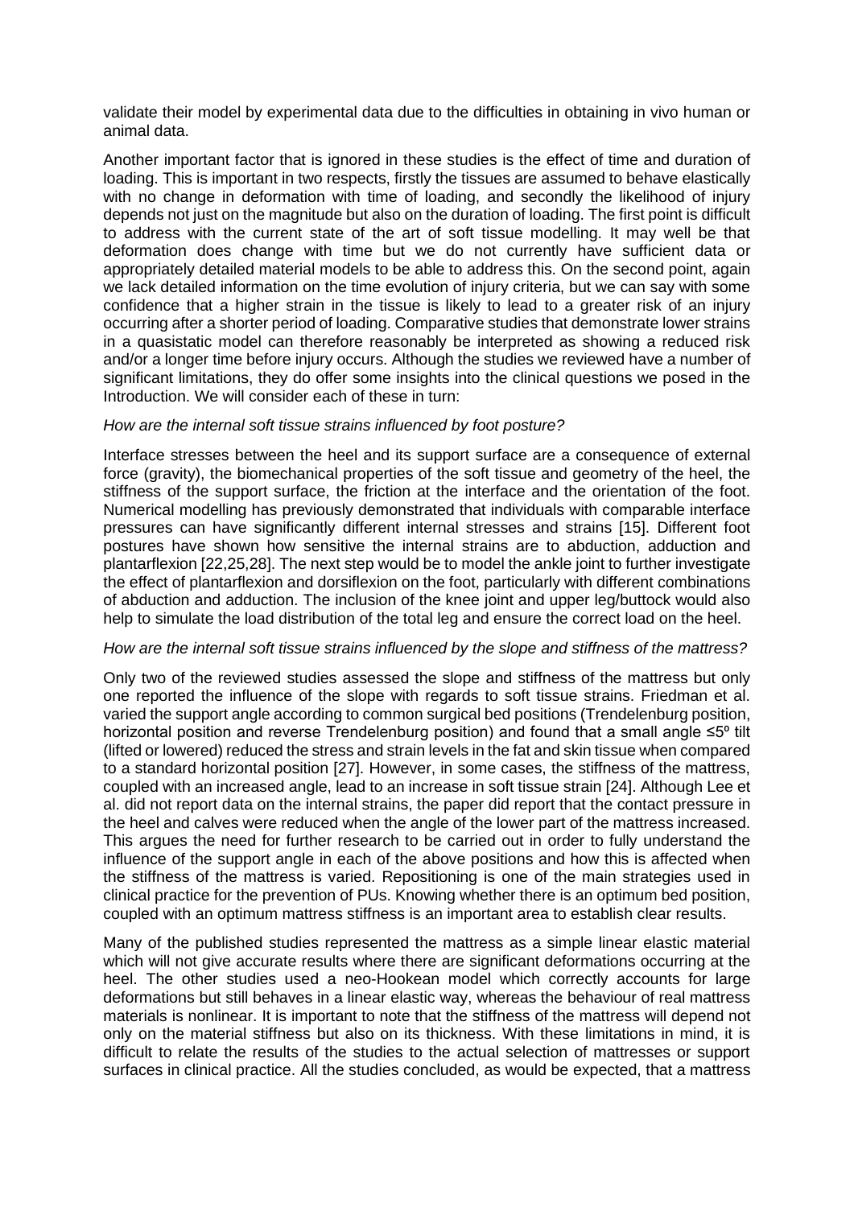validate their model by experimental data due to the difficulties in obtaining in vivo human or animal data.

Another important factor that is ignored in these studies is the effect of time and duration of loading. This is important in two respects, firstly the tissues are assumed to behave elastically with no change in deformation with time of loading, and secondly the likelihood of injury depends not just on the magnitude but also on the duration of loading. The first point is difficult to address with the current state of the art of soft tissue modelling. It may well be that deformation does change with time but we do not currently have sufficient data or appropriately detailed material models to be able to address this. On the second point, again we lack detailed information on the time evolution of injury criteria, but we can say with some confidence that a higher strain in the tissue is likely to lead to a greater risk of an injury occurring after a shorter period of loading. Comparative studies that demonstrate lower strains in a quasistatic model can therefore reasonably be interpreted as showing a reduced risk and/or a longer time before injury occurs. Although the studies we reviewed have a number of significant limitations, they do offer some insights into the clinical questions we posed in the Introduction. We will consider each of these in turn:

*How are the internal soft tissue strains influenced by foot posture?*

Interface stresses between the heel and its support surface are a consequence of external force (gravity), the biomechanical properties of the soft tissue and geometry of the heel, the stiffness of the support surface, the friction at the interface and the orientation of the foot. Numerical modelling has previously demonstrated that individuals with comparable interface pressures can have significantly different internal stresses and strains [15]. Different foot postures have shown how sensitive the internal strains are to abduction, adduction and plantarflexion [22,25,28]. The next step would be to model the ankle joint to further investigate the effect of plantarflexion and dorsiflexion on the foot, particularly with different combinations of abduction and adduction. The inclusion of the knee joint and upper leg/buttock would also help to simulate the load distribution of the total leg and ensure the correct load on the heel.

*How are the internal soft tissue strains influenced by the slope and stiffness of the mattress?*

Only two of the reviewed studies assessed the slope and stiffness of the mattress but only one reported the influence of the slope with regards to soft tissue strains. Friedman et al. varied the support angle according to common surgical bed positions (Trendelenburg position, horizontal position and reverse Trendelenburg position) and found that a small angle ≤5º tilt (lifted or lowered) reduced the stress and strain levels in the fat and skin tissue when compared to a standard horizontal position [27]. However, in some cases, the stiffness of the mattress, coupled with an increased angle, lead to an increase in soft tissue strain [24]. Although Lee et al. did not report data on the internal strains, the paper did report that the contact pressure in the heel and calves were reduced when the angle of the lower part of the mattress increased. This argues the need for further research to be carried out in order to fully understand the influence of the support angle in each of the above positions and how this is affected when the stiffness of the mattress is varied. Repositioning is one of the main strategies used in clinical practice for the prevention of PUs. Knowing whether there is an optimum bed position, coupled with an optimum mattress stiffness is an important area to establish clear results.

Many of the published studies represented the mattress as a simple linear elastic material which will not give accurate results where there are significant deformations occurring at the heel. The other studies used a neo-Hookean model which correctly accounts for large deformations but still behaves in a linear elastic way, whereas the behaviour of real mattress materials is nonlinear. It is important to note that the stiffness of the mattress will depend not only on the material stiffness but also on its thickness. With these limitations in mind, it is difficult to relate the results of the studies to the actual selection of mattresses or support surfaces in clinical practice. All the studies concluded, as would be expected, that a mattress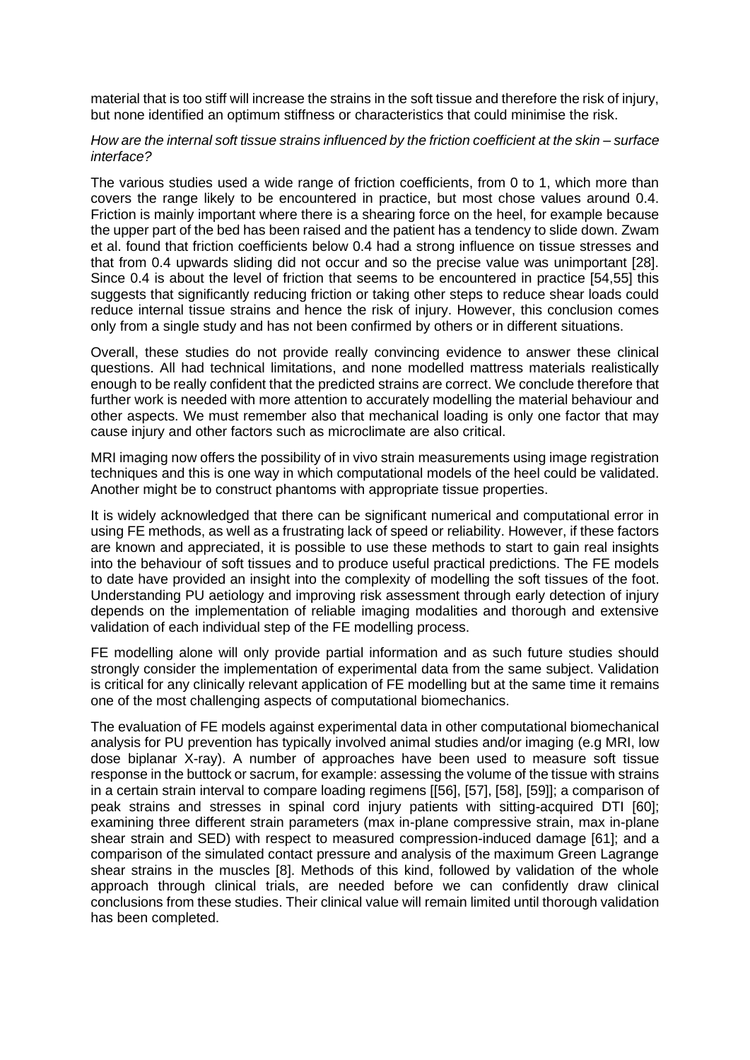material that is too stiff will increase the strains in the soft tissue and therefore the risk of injury, but none identified an optimum stiffness or characteristics that could minimise the risk.

*How are the internal soft tissue strains influenced by the friction coefficient at the skin – surface interface?*

The various studies used a wide range of friction coefficients, from 0 to 1, which more than covers the range likely to be encountered in practice, but most chose values around 0.4. Friction is mainly important where there is a shearing force on the heel, for example because the upper part of the bed has been raised and the patient has a tendency to slide down. Zwam et al. found that friction coefficients below 0.4 had a strong influence on tissue stresses and that from 0.4 upwards sliding did not occur and so the precise value was unimportant [28]. Since 0.4 is about the level of friction that seems to be encountered in practice [54,55] this suggests that significantly reducing friction or taking other steps to reduce shear loads could reduce internal tissue strains and hence the risk of injury. However, this conclusion comes only from a single study and has not been confirmed by others or in different situations.

Overall, these studies do not provide really convincing evidence to answer these clinical questions. All had technical limitations, and none modelled mattress materials realistically enough to be really confident that the predicted strains are correct. We conclude therefore that further work is needed with more attention to accurately modelling the material behaviour and other aspects. We must remember also that mechanical loading is only one factor that may cause injury and other factors such as microclimate are also critical.

MRI imaging now offers the possibility of in vivo strain measurements using image registration techniques and this is one way in which computational models of the heel could be validated. Another might be to construct phantoms with appropriate tissue properties.

It is widely acknowledged that there can be significant numerical and computational error in using FE methods, as well as a frustrating lack of speed or reliability. However, if these factors are known and appreciated, it is possible to use these methods to start to gain real insights into the behaviour of soft tissues and to produce useful practical predictions. The FE models to date have provided an insight into the complexity of modelling the soft tissues of the foot. Understanding PU aetiology and improving risk assessment through early detection of injury depends on the implementation of reliable imaging modalities and thorough and extensive validation of each individual step of the FE modelling process.

FE modelling alone will only provide partial information and as such future studies should strongly consider the implementation of experimental data from the same subject. Validation is critical for any clinically relevant application of FE modelling but at the same time it remains one of the most challenging aspects of computational biomechanics.

The evaluation of FE models against experimental data in other computational biomechanical analysis for PU prevention has typically involved animal studies and/or imaging (e.g MRI, low dose biplanar X-ray). A number of approaches have been used to measure soft tissue response in the buttock or sacrum, for example: assessing the volume of the tissue with strains in a certain strain interval to compare loading regimens [[56], [57], [58], [59]]; a comparison of peak strains and stresses in spinal cord injury patients with sitting-acquired DTI [60]; examining three different strain parameters (max in-plane compressive strain, max in-plane shear strain and SED) with respect to measured compression-induced damage [61]; and a comparison of the simulated contact pressure and analysis of the maximum Green Lagrange shear strains in the muscles [8]. Methods of this kind, followed by validation of the whole approach through clinical trials, are needed before we can confidently draw clinical conclusions from these studies. Their clinical value will remain limited until thorough validation has been completed.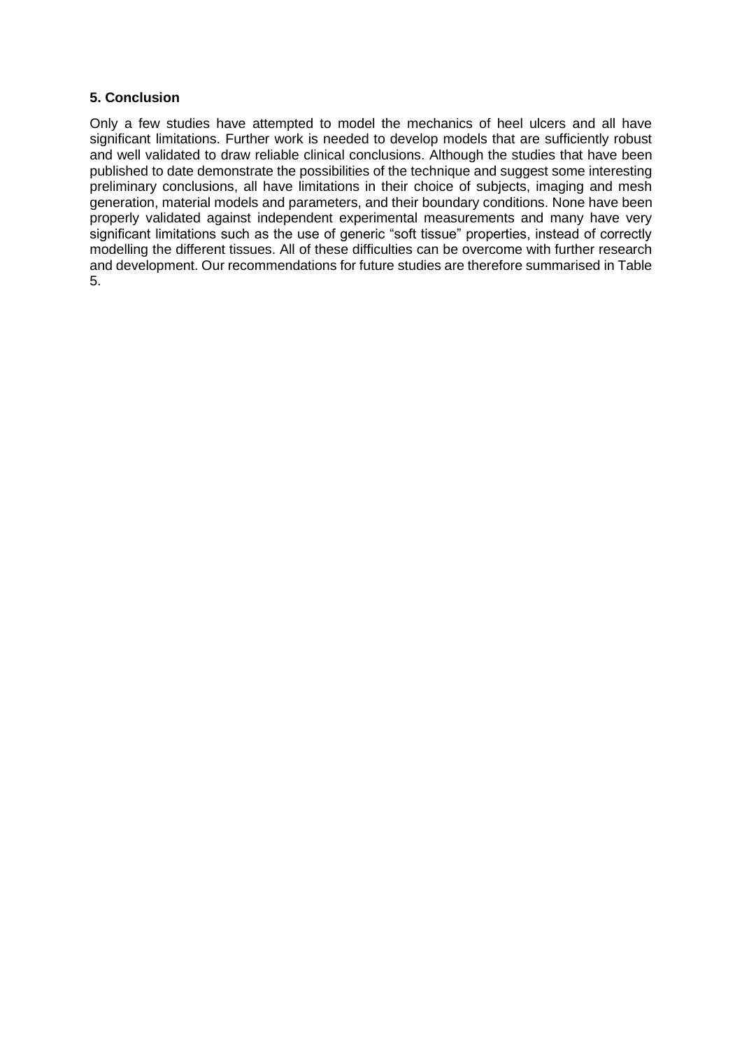## 5. Conclusion

Only a few studies have attempted to model the mechanics of heel ulcers and all have significant limitations. Further work is needed to develop models that are sufficiently robust and well validated to draw reliable clinical conclusions. Although the studies that have been published to date demonstrate the possibilities of the technique and suggest some interesting preliminary conclusions, all have limitations in their choice of subjects, imaging and mesh generation, material models and parameters, and their boundary conditions. None have been properly validated against independent experimental measurements and many have very significant limitations such as the use of generic "soft tissue" properties, instead of correctly modelling the different tissues. All of these difficulties can be overcome with further research and development. Our recommendations for future studies are therefore summarised in Table 5.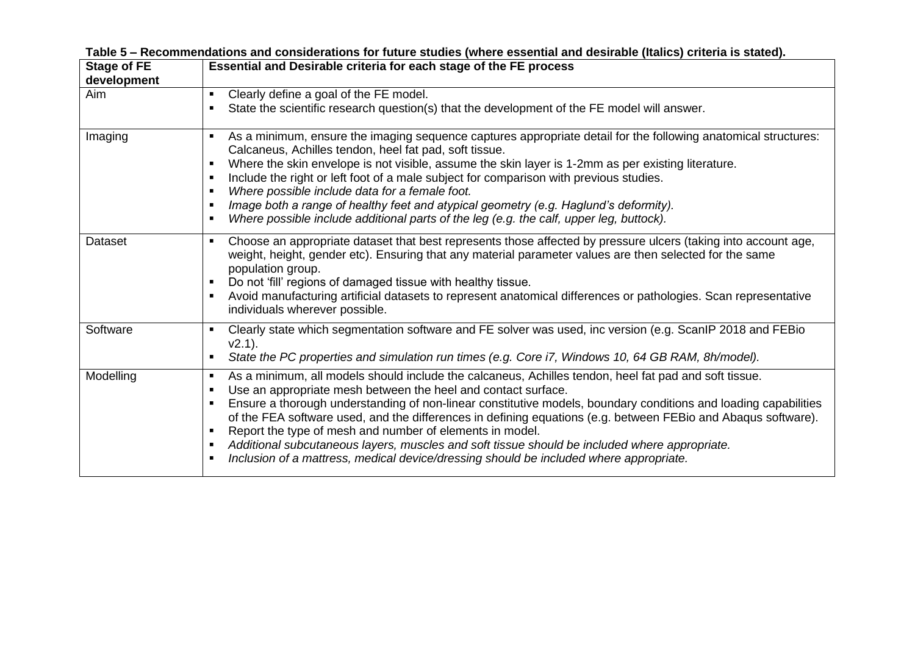**Table 5 – Recommendations and considerations for future studies (where essential and desirable (Italics) criteria is stated).**

| Stage of FE development | Essential and Desirable criteria for each stage of the FE process |
|---|---|
| Aim | ▪ Clearly define a goal of the FE model.<br>▪ State the scientific research question(s) that the development of the FE model will answer. |
| Imaging | ▪ As a minimum, ensure the imaging sequence captures appropriate detail for the following anatomical structures: Calcaneus, Achilles tendon, heel fat pad, soft tissue.<br>▪ Where the skin envelope is not visible, assume the skin layer is 1-2mm as per existing literature.<br>▪ Include the right or left foot of a male subject for comparison with previous studies.<br>▪ *Where possible include data for a female foot.*<br>▪ *Image both a range of healthy feet and atypical geometry (e.g. Haglund's deformity).*<br>▪ *Where possible include additional parts of the leg (e.g. the calf, upper leg, buttock).* |
| Dataset | ▪ Choose an appropriate dataset that best represents those affected by pressure ulcers (taking into account age, weight, height, gender etc). Ensuring that any material parameter values are then selected for the same population group.<br>▪ Do not 'fill' regions of damaged tissue with healthy tissue.<br>▪ Avoid manufacturing artificial datasets to represent anatomical differences or pathologies. Scan representative individuals wherever possible. |
| Software | ▪ Clearly state which segmentation software and FE solver was used, inc version (e.g. ScanIP 2018 and FEBio v2.1).<br>▪ *State the PC properties and simulation run times (e.g. Core i7, Windows 10, 64 GB RAM, 8h/model).* |
| Modelling | ▪ As a minimum, all models should include the calcaneus, Achilles tendon, heel fat pad and soft tissue.<br>▪ Use an appropriate mesh between the heel and contact surface.<br>▪ Ensure a thorough understanding of non-linear constitutive models, boundary conditions and loading capabilities of the FEA software used, and the differences in defining equations (e.g. between FEBio and Abaqus software).<br>▪ Report the type of mesh and number of elements in model.<br>▪ *Additional subcutaneous layers, muscles and soft tissue should be included where appropriate.*<br>▪ *Inclusion of a mattress, medical device/dressing should be included where appropriate.* |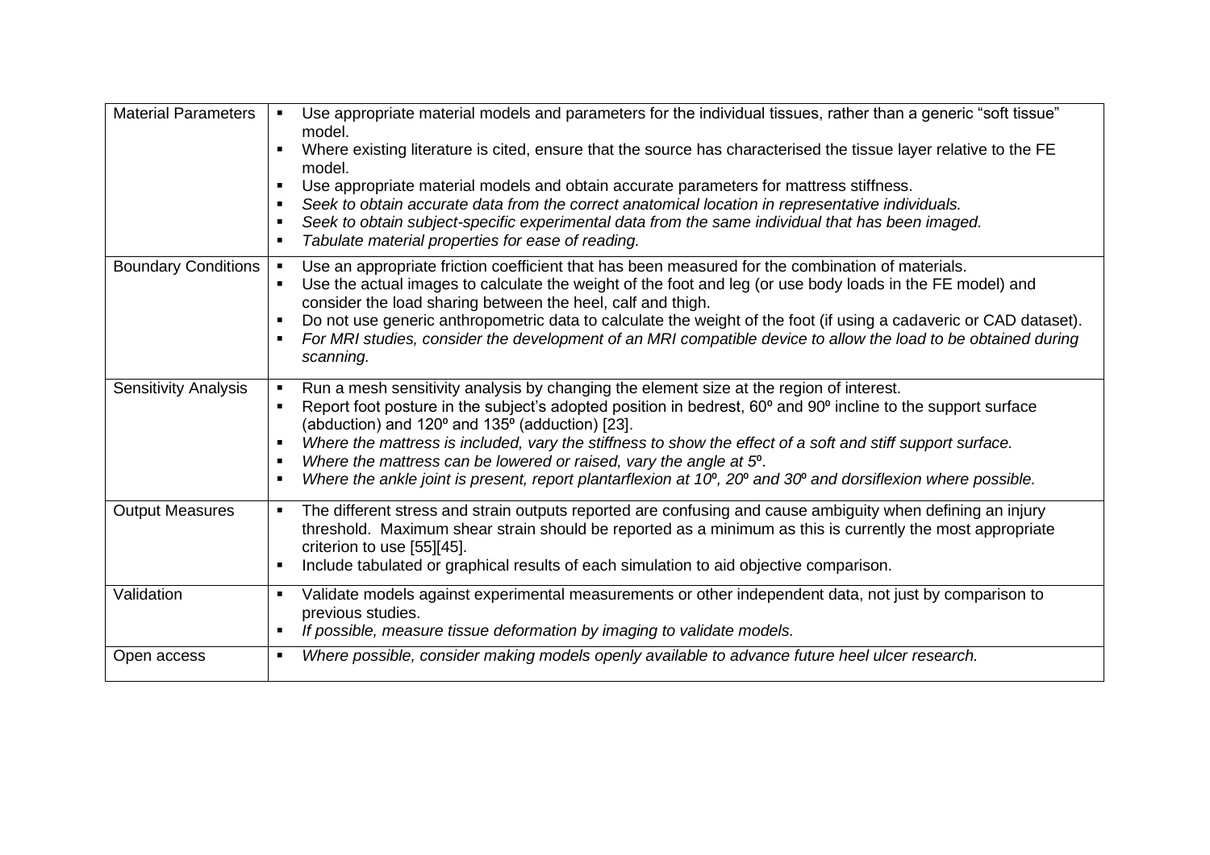| | |
|---|---|
| Material Parameters | ▪ Use appropriate material models and parameters for the individual tissues, rather than a generic "soft tissue" model.<br>▪ Where existing literature is cited, ensure that the source has characterised the tissue layer relative to the FE model.<br>▪ Use appropriate material models and obtain accurate parameters for mattress stiffness.<br>▪ *Seek to obtain accurate data from the correct anatomical location in representative individuals.*<br>▪ *Seek to obtain subject-specific experimental data from the same individual that has been imaged.*<br>▪ *Tabulate material properties for ease of reading.* |
| Boundary Conditions | ▪ Use an appropriate friction coefficient that has been measured for the combination of materials.<br>▪ Use the actual images to calculate the weight of the foot and leg (or use body loads in the FE model) and consider the load sharing between the heel, calf and thigh.<br>▪ Do not use generic anthropometric data to calculate the weight of the foot (if using a cadaveric or CAD dataset).<br>▪ *For MRI studies, consider the development of an MRI compatible device to allow the load to be obtained during scanning.* |
| Sensitivity Analysis | ▪ Run a mesh sensitivity analysis by changing the element size at the region of interest.<br>▪ Report foot posture in the subject's adopted position in bedrest, 60º and 90º incline to the support surface (abduction) and 120º and 135º (adduction) [23].<br>▪ *Where the mattress is included, vary the stiffness to show the effect of a soft and stiff support surface.*<br>▪ *Where the mattress can be lowered or raised, vary the angle at 5º.*<br>▪ *Where the ankle joint is present, report plantarflexion at 10º, 20º and 30º and dorsiflexion where possible.* |
| Output Measures | ▪ The different stress and strain outputs reported are confusing and cause ambiguity when defining an injury threshold. Maximum shear strain should be reported as a minimum as this is currently the most appropriate criterion to use [55][45].<br>▪ Include tabulated or graphical results of each simulation to aid objective comparison. |
| Validation | ▪ Validate models against experimental measurements or other independent data, not just by comparison to previous studies.<br>▪ *If possible, measure tissue deformation by imaging to validate models.* |
| Open access | ▪ *Where possible, consider making models openly available to advance future heel ulcer research.* |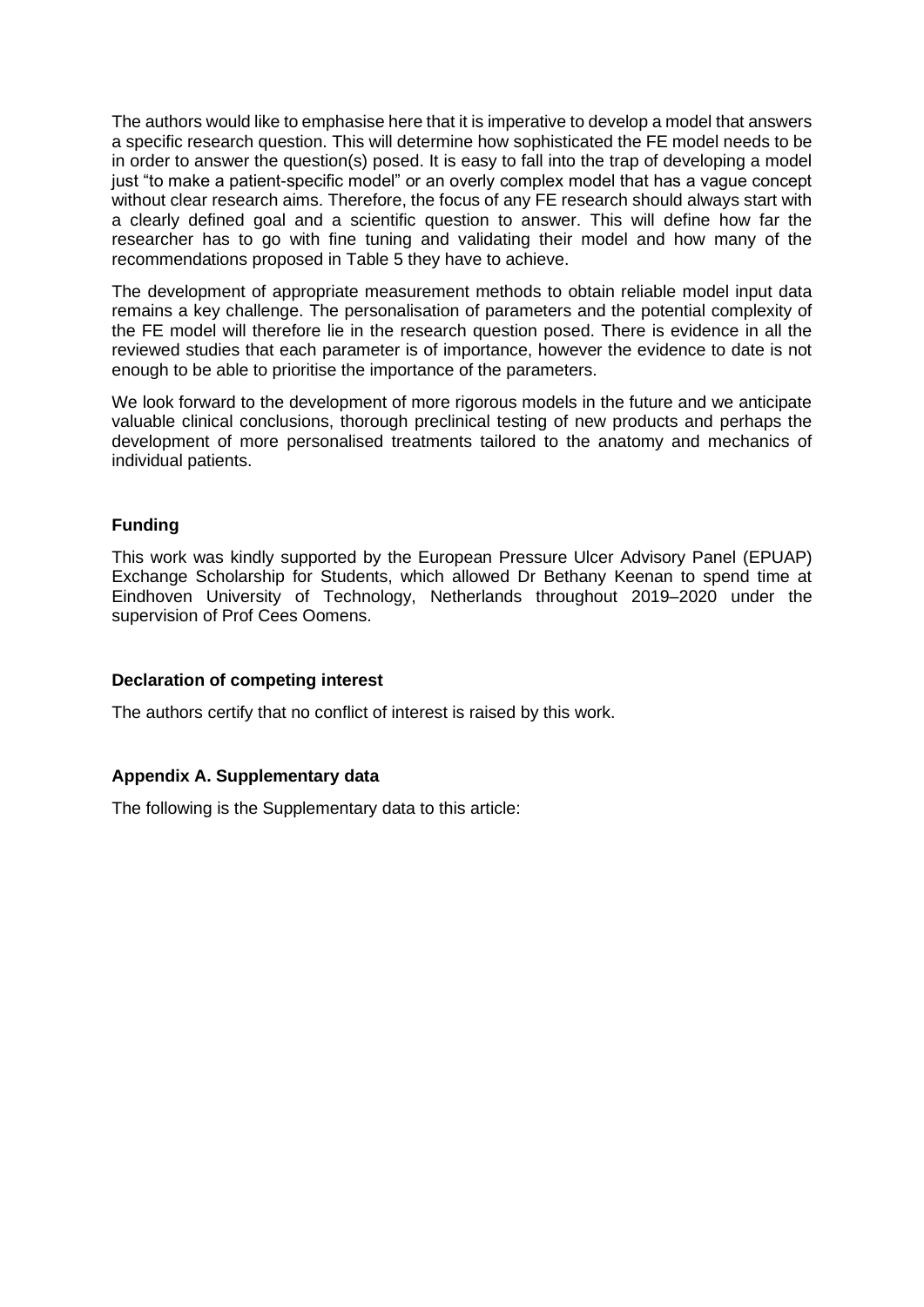The authors would like to emphasise here that it is imperative to develop a model that answers a specific research question. This will determine how sophisticated the FE model needs to be in order to answer the question(s) posed. It is easy to fall into the trap of developing a model just "to make a patient-specific model" or an overly complex model that has a vague concept without clear research aims. Therefore, the focus of any FE research should always start with a clearly defined goal and a scientific question to answer. This will define how far the researcher has to go with fine tuning and validating their model and how many of the recommendations proposed in Table 5 they have to achieve.

The development of appropriate measurement methods to obtain reliable model input data remains a key challenge. The personalisation of parameters and the potential complexity of the FE model will therefore lie in the research question posed. There is evidence in all the reviewed studies that each parameter is of importance, however the evidence to date is not enough to be able to prioritise the importance of the parameters.

We look forward to the development of more rigorous models in the future and we anticipate valuable clinical conclusions, thorough preclinical testing of new products and perhaps the development of more personalised treatments tailored to the anatomy and mechanics of individual patients.

## Funding

This work was kindly supported by the European Pressure Ulcer Advisory Panel (EPUAP) Exchange Scholarship for Students, which allowed Dr Bethany Keenan to spend time at Eindhoven University of Technology, Netherlands throughout 2019–2020 under the supervision of Prof Cees Oomens.

## Declaration of competing interest

The authors certify that no conflict of interest is raised by this work.

## Appendix A. Supplementary data

The following is the Supplementary data to this article: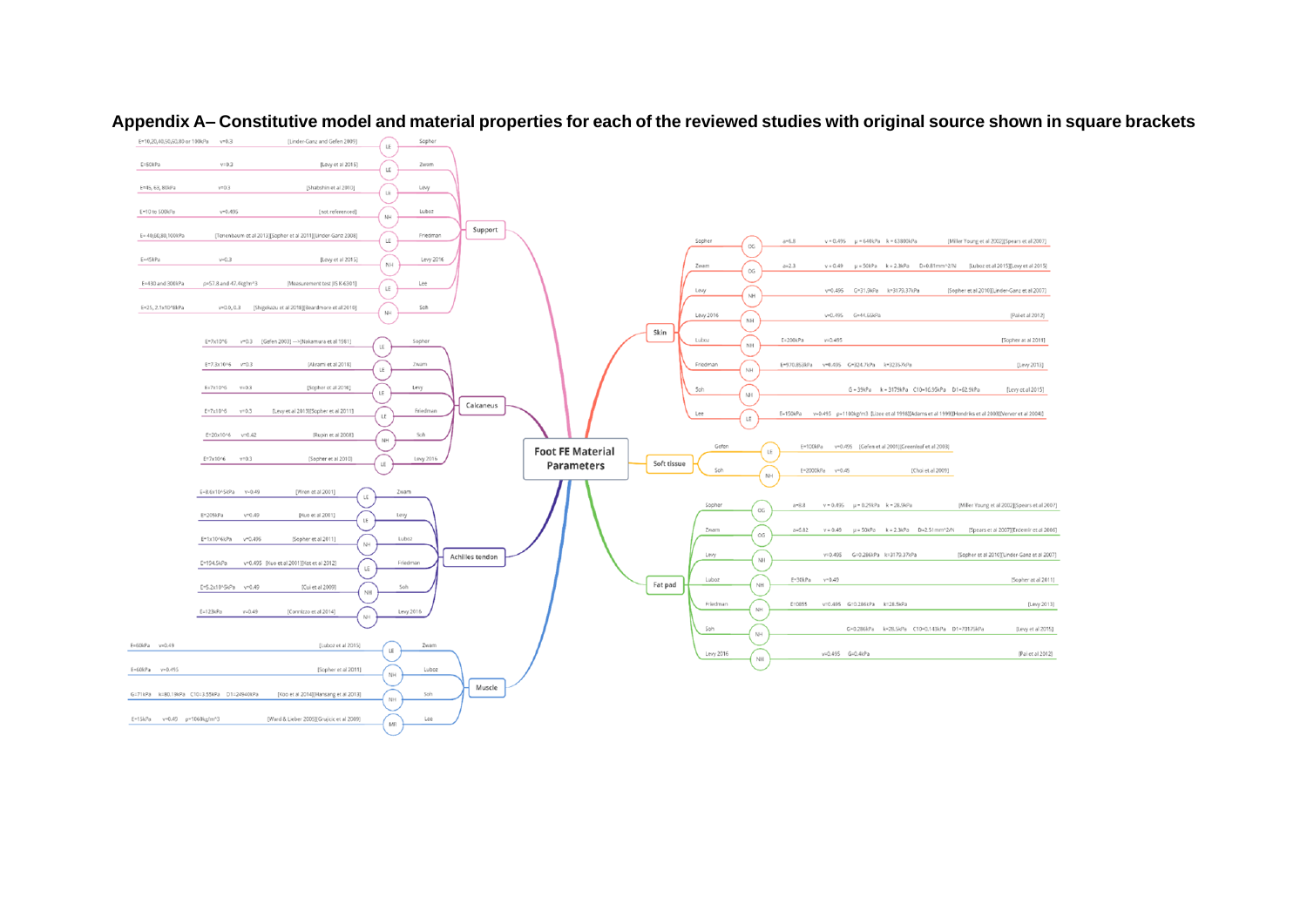# Appendix A– Constitutive model and material properties for each of the reviewed studies with original source shown in square brackets

**Foot FE Material Parameters**

## Support

| Model | Parameters | Source | Study |
| --- | --- | --- | --- |
| LE | E=10,20,40,50,60,80 or 100kPa, v=0.3 | [Linder-Ganz and Gefen 2009] | Sopher |
| LE | E=80kPa, v=0.3 | [Levy et al 2015] | Zwam |
| LE | E=46, 65, 80kPa, v=0.3 | [Shakshin et al 2010] | Levy |
| NH | E=10 to 500kPa, v=0.495 | [not referenced] | Luboz |
| LE | E= 40,60,80,100kPa | [Tenenbaum et al 2013][Sopher et al 2011][Linder Ganz 2008] | Friedman |
| NH | E=45kPa, v=0.3 | [Levy et al 2015] | Levy 2016 |
| LE | E=430 and 300kPa, ρ=57.8 and 47.4kg/m^3 | [Measurement test JIS K 6301] | Lee |
| NH | E=25, 2.1x10^8kPa, v=0.0, 0.3 | [Shigekazu et al 2018][Beardmore et al 2010] | Soh |

## Calcaneus

| Model | Parameters | Source | Study |
| --- | --- | --- | --- |
| LE | E=7x10^6, v=0.3 | [Gefen 2003] → [Nakamura et al 1981] | Sopher |
| LE | E=7.3x10^6, v=0.3 | [Akrami et al 2018] | Zwam |
| LE | E=7x10^6, v=0.3 | [Sopher et al 2016] | Levy |
| LE | E=7x10^6, v=0.3 | [Levy et al 2013][Sopher et al 2011] | Friedman |
| NH | E=20x10^6, v=0.42 | [Rupin et al 2008] | Soh |
| LE | E=7x10^6, v=0.3 | [Sopher et al 2010] | Levy 2016 |

## Achilles tendon

| Model | Parameters | Source | Study |
| --- | --- | --- | --- |
| LE | E=8.6x10^5kPa, v=0.49 | [Wren et al 2001] | Zwam |
| LE | E=209kPa, v=0.49 | [Kuo et al 2001] | Levy |
| NH | E=1x10^6kPa, v=0.495 | [Sopher et al 2011] | Luboz |
| LE | E=154.5kPa, v=0.495 | [Kuo et al 2001][Kot et al 2012] | Friedman |
| NH | E=5.2x10^5kPa, v=0.49 | [Cui et al 2009] | Soh |
| NH | E=123kPa, v=0.49 | [Cornizzo et al 2014] | Levy 2016 |

## Muscle

| Model | Parameters | Source | Study |
| --- | --- | --- | --- |
| LE | E=60kPa, v=0.49 | [Luboz et al 2015] | Zwam |
| NH | E=60kPa, v=0.495 | [Sopher et al 2011] | Luboz |
| NH | G=71kPa, k=80.19kPa, C10=3.55kPa, D1=24940kPa | [Koo et al 2014][Hansang et al 2013] | Soh |
| MR | E=15kPa, v=0.49, ρ=1060kg/m^3 | [Ward & Lieber 2005][Grujicic et al 2009] | Lee |

## Skin

| Study | Model | Parameters | Source |
| --- | --- | --- | --- |
| Sopher | OG | a=6.8, v=0.495, μ=640kPa, k=63800kPa | [Miller Young et al 2002][Spears et al 2007] |
| Zwam | OG | a=2.3, v=0.49, μ=50kPa, k=2.3kPa, D=0.81mm^2/N | [Luboz et al 2015][Levy et al 2015] |
| Levy | NH | v=0.495, G=31.3kPa, k=3170.37kPa | [Sopher et al 2010][Linder-Ganz et al 2007] |
| Levy 2016 | NH | v=0.495, G=44.666kPa | [Pai et al 2012] |
| Luboz | NH | E=200kPa, v=0.495 | [Sopher et al 2011] |
| Friedman | NH | E=970.858kPa, v=0.495, G=324.7kPa, k=32357kPa | [Levy 2013] |
| Soh | NH | G=35kPa, k=3179kPa, C10=16.95kPa, D1=62.9kPa | [Levy et al 2015] |
| Lee | LE | E=150kPa, v=0.495, ρ=1100kg/m^3 | [Lizee et al 1998][Adams et al 1990][Hendriks et al 2006][Verver et al 2004] |

## Soft tissue

| Study | Model | Parameters | Source |
| --- | --- | --- | --- |
| Gefen | LE | E=100kPa, v=0.495 | [Gefen et al 2001][Greenleaf et al 2003] |
| Soh | NH | E=2000kPa, v=0.45 | [Choi et al 2009] |

## Fat pad

| Study | Model | Parameters | Source |
| --- | --- | --- | --- |
| Sopher | OG | a=6.8, v=0.495, μ=0.29kPa, k=28.9kPa | [Miller Young et al 2002][Spears et al 2007] |
| Zwam | OG | a=6.82, v=0.49, μ=50kPa, k=2.3kPa, D=2.51mm^2/N | [Spears et al 2007][Erdemir et al 2006] |
| Levy | NH | v=0.495, G=0.286kPa, k=3170.37kPa | [Sopher et al 2010][Linder Ganz et al 2007] |
| Luboz | NH | E=30kPa, v=0.49 | [Sopher et al 2011] |
| Friedman | NH | E=0.855, v=0.495, G=0.286kPa, k=28.5kPa | [Levy 2013] |
| Soh | NH | G=0.286kPa, k=28.5kPa, C10=0.143kPa, D1=70175kPa | [Levy et al 2015] |
| Levy 2016 | NH | v=0.495, G=0.4kPa | [Pai et al 2012] |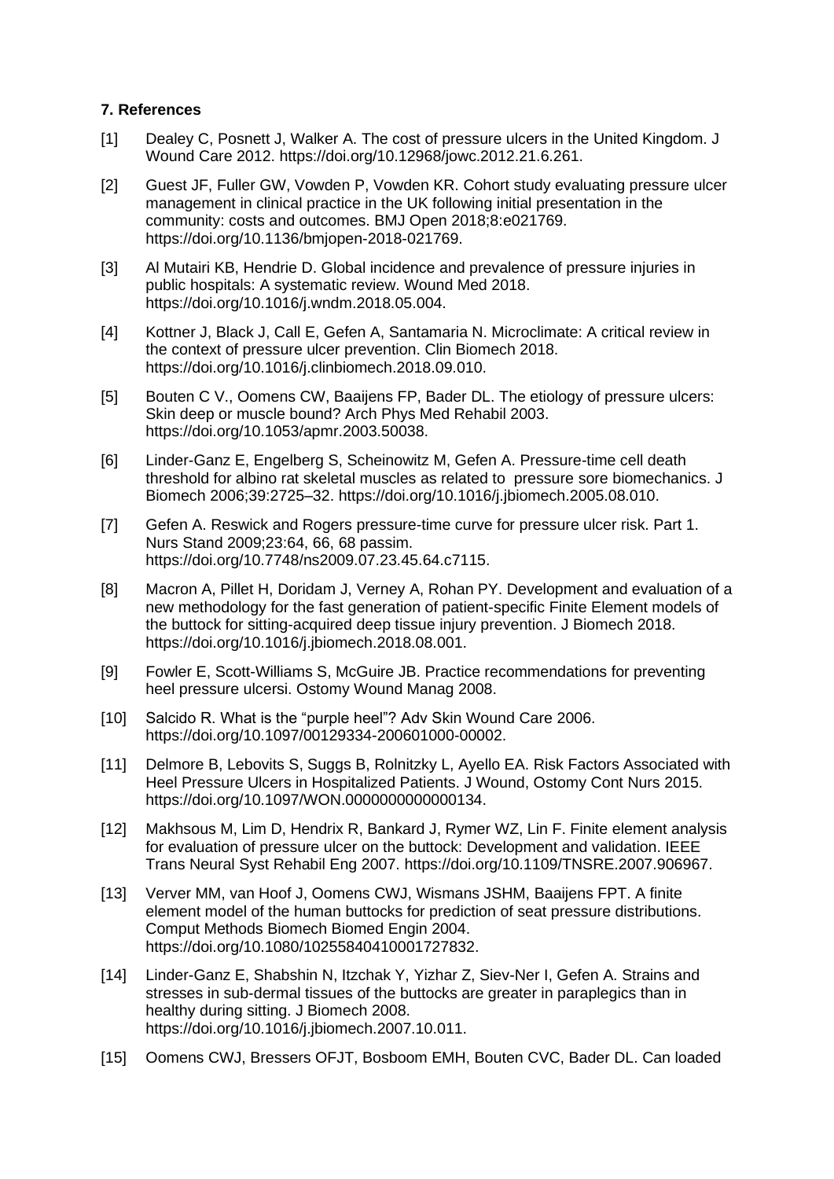### 7. References

[1] Dealey C, Posnett J, Walker A. The cost of pressure ulcers in the United Kingdom. J Wound Care 2012. https://doi.org/10.12968/jowc.2012.21.6.261.

[2] Guest JF, Fuller GW, Vowden P, Vowden KR. Cohort study evaluating pressure ulcer management in clinical practice in the UK following initial presentation in the community: costs and outcomes. BMJ Open 2018;8:e021769. https://doi.org/10.1136/bmjopen-2018-021769.

[3] Al Mutairi KB, Hendrie D. Global incidence and prevalence of pressure injuries in public hospitals: A systematic review. Wound Med 2018. https://doi.org/10.1016/j.wndm.2018.05.004.

[4] Kottner J, Black J, Call E, Gefen A, Santamaria N. Microclimate: A critical review in the context of pressure ulcer prevention. Clin Biomech 2018. https://doi.org/10.1016/j.clinbiomech.2018.09.010.

[5] Bouten C V., Oomens CW, Baaijens FP, Bader DL. The etiology of pressure ulcers: Skin deep or muscle bound? Arch Phys Med Rehabil 2003. https://doi.org/10.1053/apmr.2003.50038.

[6] Linder-Ganz E, Engelberg S, Scheinowitz M, Gefen A. Pressure-time cell death threshold for albino rat skeletal muscles as related to pressure sore biomechanics. J Biomech 2006;39:2725–32. https://doi.org/10.1016/j.jbiomech.2005.08.010.

[7] Gefen A. Reswick and Rogers pressure-time curve for pressure ulcer risk. Part 1. Nurs Stand 2009;23:64, 66, 68 passim. https://doi.org/10.7748/ns2009.07.23.45.64.c7115.

[8] Macron A, Pillet H, Doridam J, Verney A, Rohan PY. Development and evaluation of a new methodology for the fast generation of patient-specific Finite Element models of the buttock for sitting-acquired deep tissue injury prevention. J Biomech 2018. https://doi.org/10.1016/j.jbiomech.2018.08.001.

[9] Fowler E, Scott-Williams S, McGuire JB. Practice recommendations for preventing heel pressure ulcersi. Ostomy Wound Manag 2008.

[10] Salcido R. What is the “purple heel”? Adv Skin Wound Care 2006. https://doi.org/10.1097/00129334-200601000-00002.

[11] Delmore B, Lebovits S, Suggs B, Rolnitzky L, Ayello EA. Risk Factors Associated with Heel Pressure Ulcers in Hospitalized Patients. J Wound, Ostomy Cont Nurs 2015. https://doi.org/10.1097/WON.0000000000000134.

[12] Makhsous M, Lim D, Hendrix R, Bankard J, Rymer WZ, Lin F. Finite element analysis for evaluation of pressure ulcer on the buttock: Development and validation. IEEE Trans Neural Syst Rehabil Eng 2007. https://doi.org/10.1109/TNSRE.2007.906967.

[13] Verver MM, van Hoof J, Oomens CWJ, Wismans JSHM, Baaijens FPT. A finite element model of the human buttocks for prediction of seat pressure distributions. Comput Methods Biomech Biomed Engin 2004. https://doi.org/10.1080/10255840410001727832.

[14] Linder-Ganz E, Shabshin N, Itzchak Y, Yizhar Z, Siev-Ner I, Gefen A. Strains and stresses in sub-dermal tissues of the buttocks are greater in paraplegics than in healthy during sitting. J Biomech 2008. https://doi.org/10.1016/j.jbiomech.2007.10.011.

[15] Oomens CWJ, Bressers OFJT, Bosboom EMH, Bouten CVC, Bader DL. Can loaded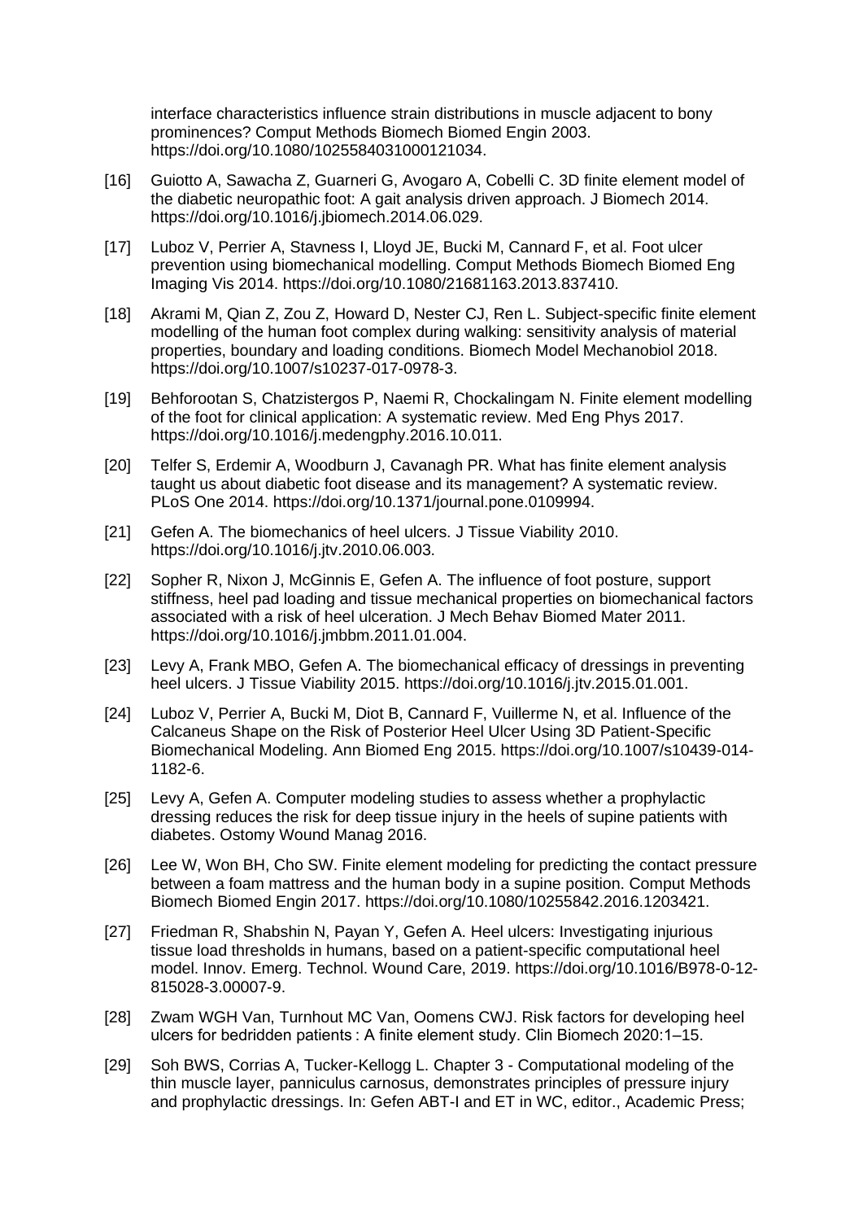interface characteristics influence strain distributions in muscle adjacent to bony prominences? Comput Methods Biomech Biomed Engin 2003. https://doi.org/10.1080/1025584031000121034.

[16] Guiotto A, Sawacha Z, Guarneri G, Avogaro A, Cobelli C. 3D finite element model of the diabetic neuropathic foot: A gait analysis driven approach. J Biomech 2014. https://doi.org/10.1016/j.jbiomech.2014.06.029.

[17] Luboz V, Perrier A, Stavness I, Lloyd JE, Bucki M, Cannard F, et al. Foot ulcer prevention using biomechanical modelling. Comput Methods Biomech Biomed Eng Imaging Vis 2014. https://doi.org/10.1080/21681163.2013.837410.

[18] Akrami M, Qian Z, Zou Z, Howard D, Nester CJ, Ren L. Subject-specific finite element modelling of the human foot complex during walking: sensitivity analysis of material properties, boundary and loading conditions. Biomech Model Mechanobiol 2018. https://doi.org/10.1007/s10237-017-0978-3.

[19] Behforootan S, Chatzistergos P, Naemi R, Chockalingam N. Finite element modelling of the foot for clinical application: A systematic review. Med Eng Phys 2017. https://doi.org/10.1016/j.medengphy.2016.10.011.

[20] Telfer S, Erdemir A, Woodburn J, Cavanagh PR. What has finite element analysis taught us about diabetic foot disease and its management? A systematic review. PLoS One 2014. https://doi.org/10.1371/journal.pone.0109994.

[21] Gefen A. The biomechanics of heel ulcers. J Tissue Viability 2010. https://doi.org/10.1016/j.jtv.2010.06.003.

[22] Sopher R, Nixon J, McGinnis E, Gefen A. The influence of foot posture, support stiffness, heel pad loading and tissue mechanical properties on biomechanical factors associated with a risk of heel ulceration. J Mech Behav Biomed Mater 2011. https://doi.org/10.1016/j.jmbbm.2011.01.004.

[23] Levy A, Frank MBO, Gefen A. The biomechanical efficacy of dressings in preventing heel ulcers. J Tissue Viability 2015. https://doi.org/10.1016/j.jtv.2015.01.001.

[24] Luboz V, Perrier A, Bucki M, Diot B, Cannard F, Vuillerme N, et al. Influence of the Calcaneus Shape on the Risk of Posterior Heel Ulcer Using 3D Patient-Specific Biomechanical Modeling. Ann Biomed Eng 2015. https://doi.org/10.1007/s10439-014-1182-6.

[25] Levy A, Gefen A. Computer modeling studies to assess whether a prophylactic dressing reduces the risk for deep tissue injury in the heels of supine patients with diabetes. Ostomy Wound Manag 2016.

[26] Lee W, Won BH, Cho SW. Finite element modeling for predicting the contact pressure between a foam mattress and the human body in a supine position. Comput Methods Biomech Biomed Engin 2017. https://doi.org/10.1080/10255842.2016.1203421.

[27] Friedman R, Shabshin N, Payan Y, Gefen A. Heel ulcers: Investigating injurious tissue load thresholds in humans, based on a patient-specific computational heel model. Innov. Emerg. Technol. Wound Care, 2019. https://doi.org/10.1016/B978-0-12-815028-3.00007-9.

[28] Zwam WGH Van, Turnhout MC Van, Oomens CWJ. Risk factors for developing heel ulcers for bedridden patients : A finite element study. Clin Biomech 2020:1–15.

[29] Soh BWS, Corrias A, Tucker-Kellogg L. Chapter 3 - Computational modeling of the thin muscle layer, panniculus carnosus, demonstrates principles of pressure injury and prophylactic dressings. In: Gefen ABT-I and ET in WC, editor., Academic Press;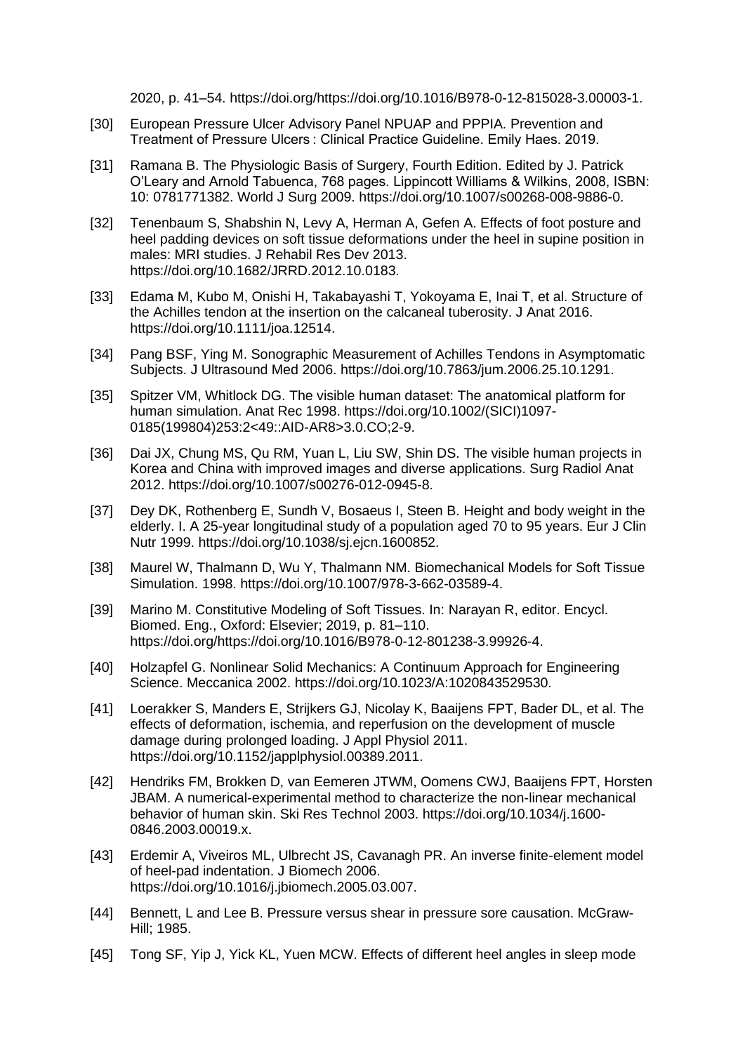2020, p. 41–54. https://doi.org/https://doi.org/10.1016/B978-0-12-815028-3.00003-1.

[30] European Pressure Ulcer Advisory Panel NPUAP and PPPIA. Prevention and Treatment of Pressure Ulcers : Clinical Practice Guideline. Emily Haes. 2019.

[31] Ramana B. The Physiologic Basis of Surgery, Fourth Edition. Edited by J. Patrick O'Leary and Arnold Tabuenca, 768 pages. Lippincott Williams & Wilkins, 2008, ISBN: 10: 0781771382. World J Surg 2009. https://doi.org/10.1007/s00268-008-9886-0.

[32] Tenenbaum S, Shabshin N, Levy A, Herman A, Gefen A. Effects of foot posture and heel padding devices on soft tissue deformations under the heel in supine position in males: MRI studies. J Rehabil Res Dev 2013. https://doi.org/10.1682/JRRD.2012.10.0183.

[33] Edama M, Kubo M, Onishi H, Takabayashi T, Yokoyama E, Inai T, et al. Structure of the Achilles tendon at the insertion on the calcaneal tuberosity. J Anat 2016. https://doi.org/10.1111/joa.12514.

[34] Pang BSF, Ying M. Sonographic Measurement of Achilles Tendons in Asymptomatic Subjects. J Ultrasound Med 2006. https://doi.org/10.7863/jum.2006.25.10.1291.

[35] Spitzer VM, Whitlock DG. The visible human dataset: The anatomical platform for human simulation. Anat Rec 1998. https://doi.org/10.1002/(SICI)1097-0185(199804)253:2<49::AID-AR8>3.0.CO;2-9.

[36] Dai JX, Chung MS, Qu RM, Yuan L, Liu SW, Shin DS. The visible human projects in Korea and China with improved images and diverse applications. Surg Radiol Anat 2012. https://doi.org/10.1007/s00276-012-0945-8.

[37] Dey DK, Rothenberg E, Sundh V, Bosaeus I, Steen B. Height and body weight in the elderly. I. A 25-year longitudinal study of a population aged 70 to 95 years. Eur J Clin Nutr 1999. https://doi.org/10.1038/sj.ejcn.1600852.

[38] Maurel W, Thalmann D, Wu Y, Thalmann NM. Biomechanical Models for Soft Tissue Simulation. 1998. https://doi.org/10.1007/978-3-662-03589-4.

[39] Marino M. Constitutive Modeling of Soft Tissues. In: Narayan R, editor. Encycl. Biomed. Eng., Oxford: Elsevier; 2019, p. 81–110. https://doi.org/https://doi.org/10.1016/B978-0-12-801238-3.99926-4.

[40] Holzapfel G. Nonlinear Solid Mechanics: A Continuum Approach for Engineering Science. Meccanica 2002. https://doi.org/10.1023/A:1020843529530.

[41] Loerakker S, Manders E, Strijkers GJ, Nicolay K, Baaijens FPT, Bader DL, et al. The effects of deformation, ischemia, and reperfusion on the development of muscle damage during prolonged loading. J Appl Physiol 2011. https://doi.org/10.1152/japplphysiol.00389.2011.

[42] Hendriks FM, Brokken D, van Eemeren JTWM, Oomens CWJ, Baaijens FPT, Horsten JBAM. A numerical-experimental method to characterize the non-linear mechanical behavior of human skin. Ski Res Technol 2003. https://doi.org/10.1034/j.1600-0846.2003.00019.x.

[43] Erdemir A, Viveiros ML, Ulbrecht JS, Cavanagh PR. An inverse finite-element model of heel-pad indentation. J Biomech 2006. https://doi.org/10.1016/j.jbiomech.2005.03.007.

[44] Bennett, L and Lee B. Pressure versus shear in pressure sore causation. McGraw-Hill; 1985.

[45] Tong SF, Yip J, Yick KL, Yuen MCW. Effects of different heel angles in sleep mode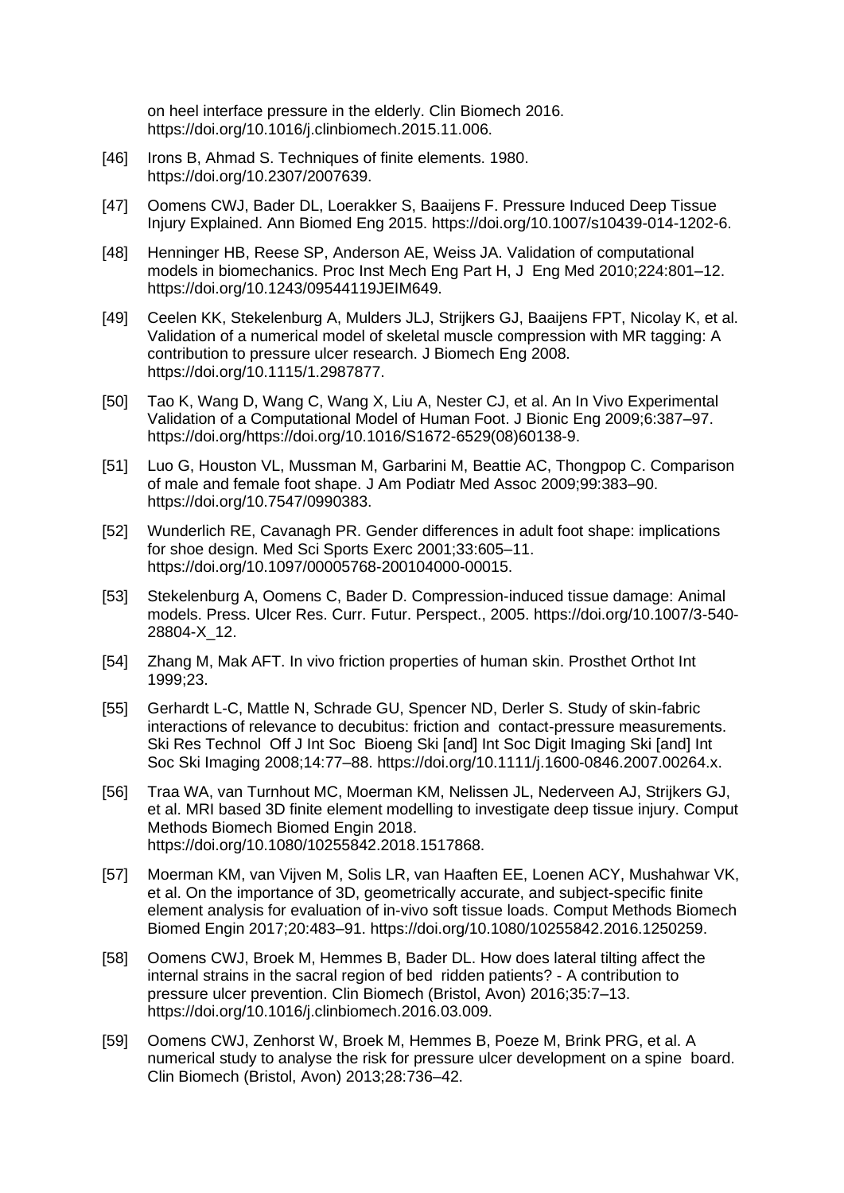on heel interface pressure in the elderly. Clin Biomech 2016. https://doi.org/10.1016/j.clinbiomech.2015.11.006.

[46] Irons B, Ahmad S. Techniques of finite elements. 1980. https://doi.org/10.2307/2007639.

[47] Oomens CWJ, Bader DL, Loerakker S, Baaijens F. Pressure Induced Deep Tissue Injury Explained. Ann Biomed Eng 2015. https://doi.org/10.1007/s10439-014-1202-6.

[48] Henninger HB, Reese SP, Anderson AE, Weiss JA. Validation of computational models in biomechanics. Proc Inst Mech Eng Part H, J Eng Med 2010;224:801–12. https://doi.org/10.1243/09544119JEIM649.

[49] Ceelen KK, Stekelenburg A, Mulders JLJ, Strijkers GJ, Baaijens FPT, Nicolay K, et al. Validation of a numerical model of skeletal muscle compression with MR tagging: A contribution to pressure ulcer research. J Biomech Eng 2008. https://doi.org/10.1115/1.2987877.

[50] Tao K, Wang D, Wang C, Wang X, Liu A, Nester CJ, et al. An In Vivo Experimental Validation of a Computational Model of Human Foot. J Bionic Eng 2009;6:387–97. https://doi.org/https://doi.org/10.1016/S1672-6529(08)60138-9.

[51] Luo G, Houston VL, Mussman M, Garbarini M, Beattie AC, Thongpop C. Comparison of male and female foot shape. J Am Podiatr Med Assoc 2009;99:383–90. https://doi.org/10.7547/0990383.

[52] Wunderlich RE, Cavanagh PR. Gender differences in adult foot shape: implications for shoe design. Med Sci Sports Exerc 2001;33:605–11. https://doi.org/10.1097/00005768-200104000-00015.

[53] Stekelenburg A, Oomens C, Bader D. Compression-induced tissue damage: Animal models. Press. Ulcer Res. Curr. Futur. Perspect., 2005. https://doi.org/10.1007/3-540-28804-X_12.

[54] Zhang M, Mak AFT. In vivo friction properties of human skin. Prosthet Orthot Int 1999;23.

[55] Gerhardt L-C, Mattle N, Schrade GU, Spencer ND, Derler S. Study of skin-fabric interactions of relevance to decubitus: friction and contact-pressure measurements. Ski Res Technol Off J Int Soc Bioeng Ski [and] Int Soc Digit Imaging Ski [and] Int Soc Ski Imaging 2008;14:77–88. https://doi.org/10.1111/j.1600-0846.2007.00264.x.

[56] Traa WA, van Turnhout MC, Moerman KM, Nelissen JL, Nederveen AJ, Strijkers GJ, et al. MRI based 3D finite element modelling to investigate deep tissue injury. Comput Methods Biomech Biomed Engin 2018. https://doi.org/10.1080/10255842.2018.1517868.

[57] Moerman KM, van Vijven M, Solis LR, van Haaften EE, Loenen ACY, Mushahwar VK, et al. On the importance of 3D, geometrically accurate, and subject-specific finite element analysis for evaluation of in-vivo soft tissue loads. Comput Methods Biomech Biomed Engin 2017;20:483–91. https://doi.org/10.1080/10255842.2016.1250259.

[58] Oomens CWJ, Broek M, Hemmes B, Bader DL. How does lateral tilting affect the internal strains in the sacral region of bed ridden patients? - A contribution to pressure ulcer prevention. Clin Biomech (Bristol, Avon) 2016;35:7–13. https://doi.org/10.1016/j.clinbiomech.2016.03.009.

[59] Oomens CWJ, Zenhorst W, Broek M, Hemmes B, Poeze M, Brink PRG, et al. A numerical study to analyse the risk for pressure ulcer development on a spine board. Clin Biomech (Bristol, Avon) 2013;28:736–42.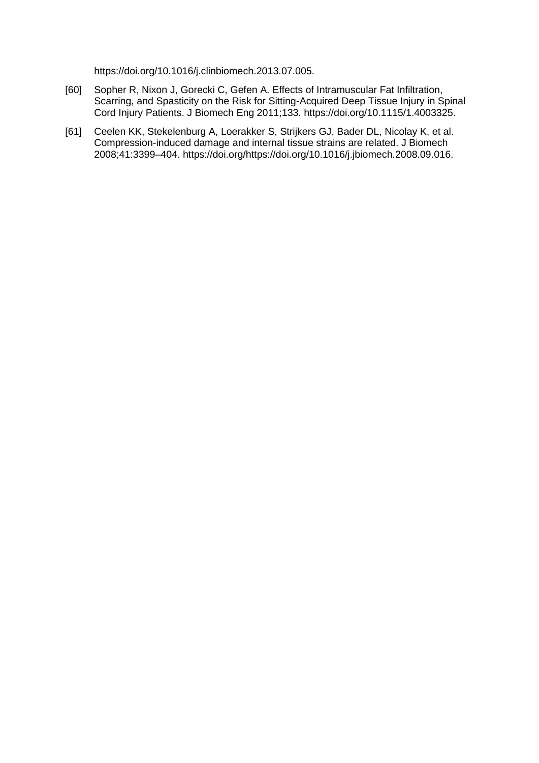https://doi.org/10.1016/j.clinbiomech.2013.07.005.

[60] Sopher R, Nixon J, Gorecki C, Gefen A. Effects of Intramuscular Fat Infiltration, Scarring, and Spasticity on the Risk for Sitting-Acquired Deep Tissue Injury in Spinal Cord Injury Patients. J Biomech Eng 2011;133. https://doi.org/10.1115/1.4003325.

[61] Ceelen KK, Stekelenburg A, Loerakker S, Strijkers GJ, Bader DL, Nicolay K, et al. Compression-induced damage and internal tissue strains are related. J Biomech 2008;41:3399–404. https://doi.org/https://doi.org/10.1016/j.jbiomech.2008.09.016.